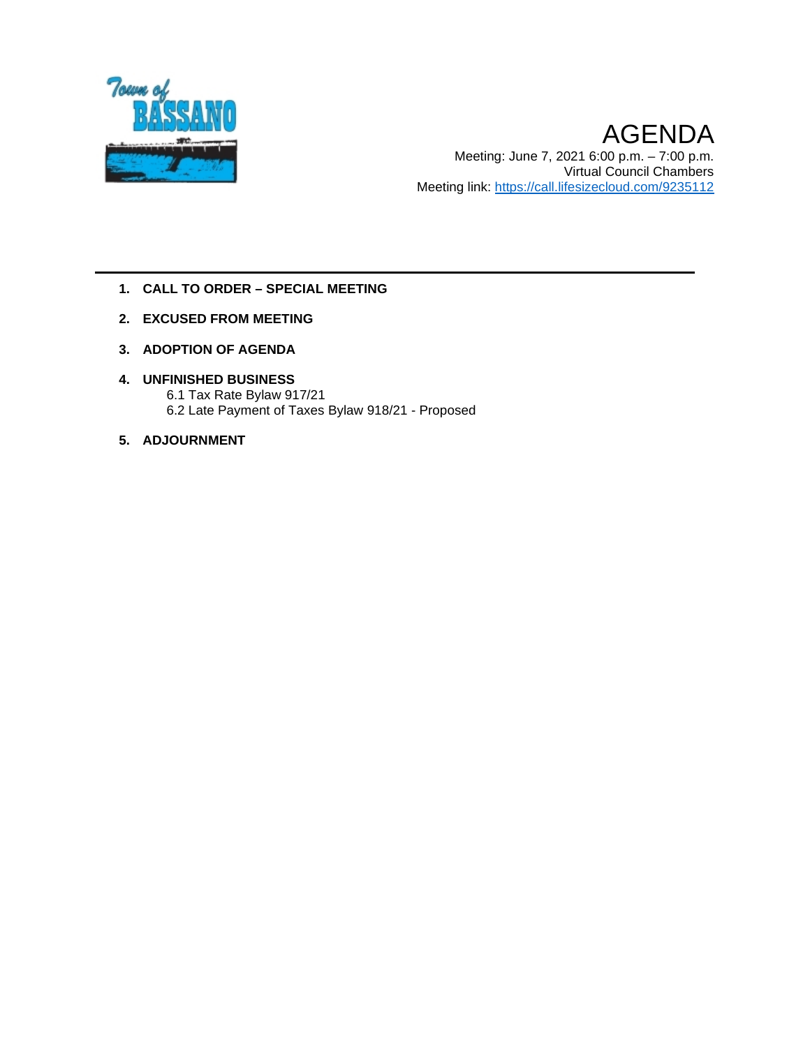Town of BASSANO

# AGENDA

Meeting: June 7, 2021 6:00 p.m. – 7:00 p.m.
Virtual Council Chambers
Meeting link: https://call.lifesizecloud.com/9235112

---

1. **CALL TO ORDER – SPECIAL MEETING**

2. **EXCUSED FROM MEETING**

3. **ADOPTION OF AGENDA**

4. **UNFINISHED BUSINESS**
   6.1 Tax Rate Bylaw 917/21
   6.2 Late Payment of Taxes Bylaw 918/21 - Proposed

5. **ADJOURNMENT**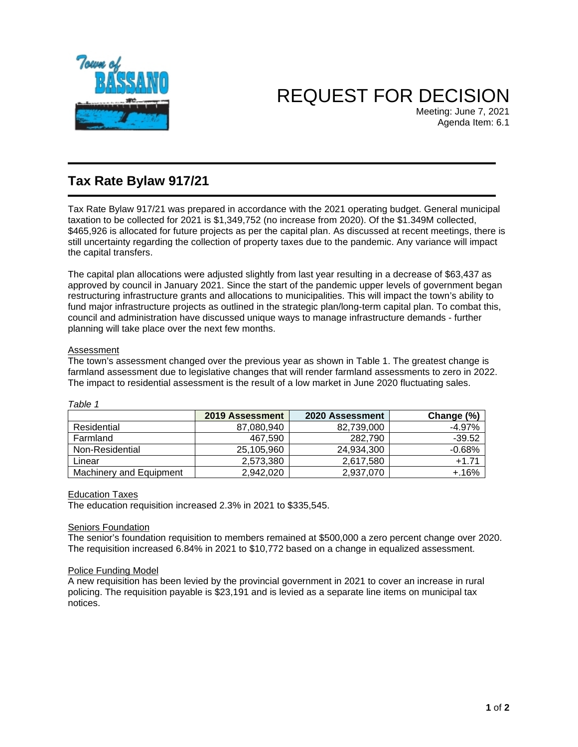# REQUEST FOR DECISION

Meeting: June 7, 2021
Agenda Item: 6.1

## Tax Rate Bylaw 917/21

Tax Rate Bylaw 917/21 was prepared in accordance with the 2021 operating budget. General municipal taxation to be collected for 2021 is $1,349,752 (no increase from 2020). Of the $1.349M collected, $465,926 is allocated for future projects as per the capital plan. As discussed at recent meetings, there is still uncertainty regarding the collection of property taxes due to the pandemic. Any variance will impact the capital transfers.

The capital plan allocations were adjusted slightly from last year resulting in a decrease of $63,437 as approved by council in January 2021. Since the start of the pandemic upper levels of government began restructuring infrastructure grants and allocations to municipalities. This will impact the town's ability to fund major infrastructure projects as outlined in the strategic plan/long-term capital plan. To combat this, council and administration have discussed unique ways to manage infrastructure demands - further planning will take place over the next few months.

Assessment

The town's assessment changed over the previous year as shown in Table 1. The greatest change is farmland assessment due to legislative changes that will render farmland assessments to zero in 2022. The impact to residential assessment is the result of a low market in June 2020 fluctuating sales.

*Table 1*

| | 2019 Assessment | 2020 Assessment | Change (%) |
|---|---|---|---|
| Residential | 87,080,940 | 82,739,000 | -4.97% |
| Farmland | 467,590 | 282,790 | -39.52 |
| Non-Residential | 25,105,960 | 24,934,300 | -0.68% |
| Linear | 2,573,380 | 2,617,580 | +1.71 |
| Machinery and Equipment | 2,942,020 | 2,937,070 | +.16% |

Education Taxes

The education requisition increased 2.3% in 2021 to $335,545.

Seniors Foundation

The senior's foundation requisition to members remained at $500,000 a zero percent change over 2020. The requisition increased 6.84% in 2021 to $10,772 based on a change in equalized assessment.

Police Funding Model

A new requisition has been levied by the provincial government in 2021 to cover an increase in rural policing. The requisition payable is $23,191 and is levied as a separate line items on municipal tax notices.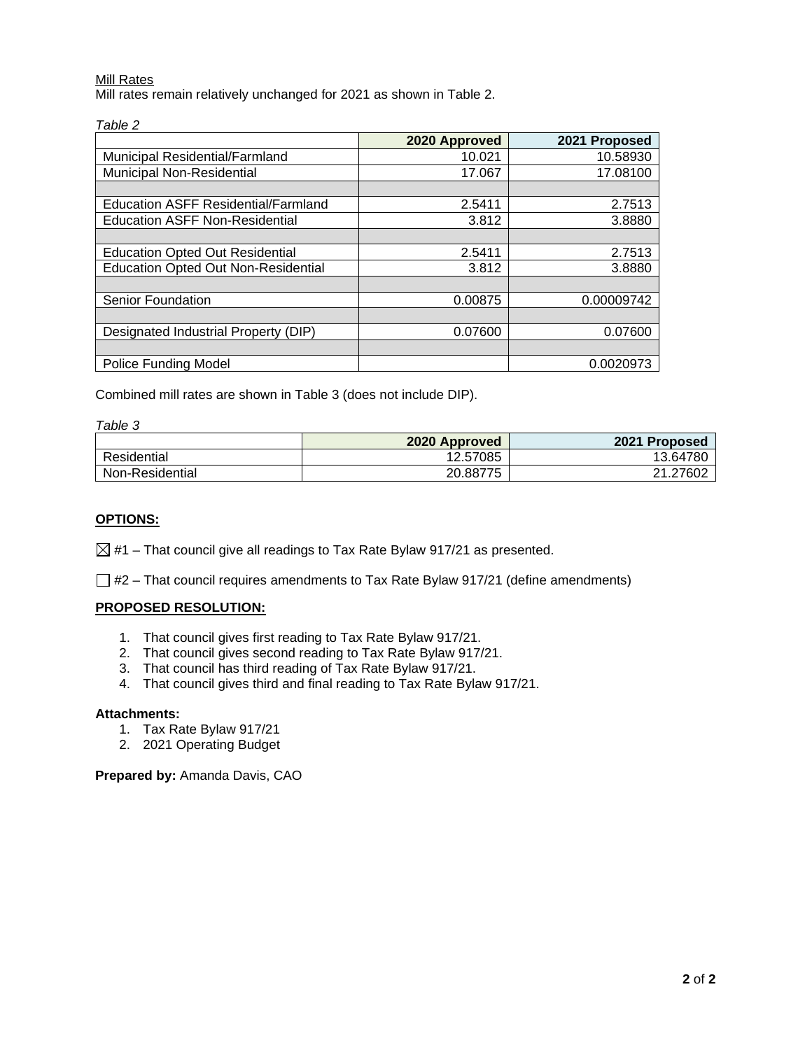Mill Rates

Mill rates remain relatively unchanged for 2021 as shown in Table 2.

*Table 2*

| | 2020 Approved | 2021 Proposed |
|---|---|---|
| Municipal Residential/Farmland | 10.021 | 10.58930 |
| Municipal Non-Residential | 17.067 | 17.08100 |
| | | |
| Education ASFF Residential/Farmland | 2.5411 | 2.7513 |
| Education ASFF Non-Residential | 3.812 | 3.8880 |
| | | |
| Education Opted Out Residential | 2.5411 | 2.7513 |
| Education Opted Out Non-Residential | 3.812 | 3.8880 |
| | | |
| Senior Foundation | 0.00875 | 0.00009742 |
| | | |
| Designated Industrial Property (DIP) | 0.07600 | 0.07600 |
| | | |
| Police Funding Model | | 0.0020973 |

Combined mill rates are shown in Table 3 (does not include DIP).

*Table 3*

| | 2020 Approved | 2021 Proposed |
|---|---|---|
| Residential | 12.57085 | 13.64780 |
| Non-Residential | 20.88775 | 21.27602 |

## OPTIONS:

☒ #1 – That council give all readings to Tax Rate Bylaw 917/21 as presented.

☐ #2 – That council requires amendments to Tax Rate Bylaw 917/21 (define amendments)

## PROPOSED RESOLUTION:

1. That council gives first reading to Tax Rate Bylaw 917/21.
2. That council gives second reading to Tax Rate Bylaw 917/21.
3. That council has third reading of Tax Rate Bylaw 917/21.
4. That council gives third and final reading to Tax Rate Bylaw 917/21.

**Attachments:**

1. Tax Rate Bylaw 917/21
2. 2021 Operating Budget

**Prepared by:** Amanda Davis, CAO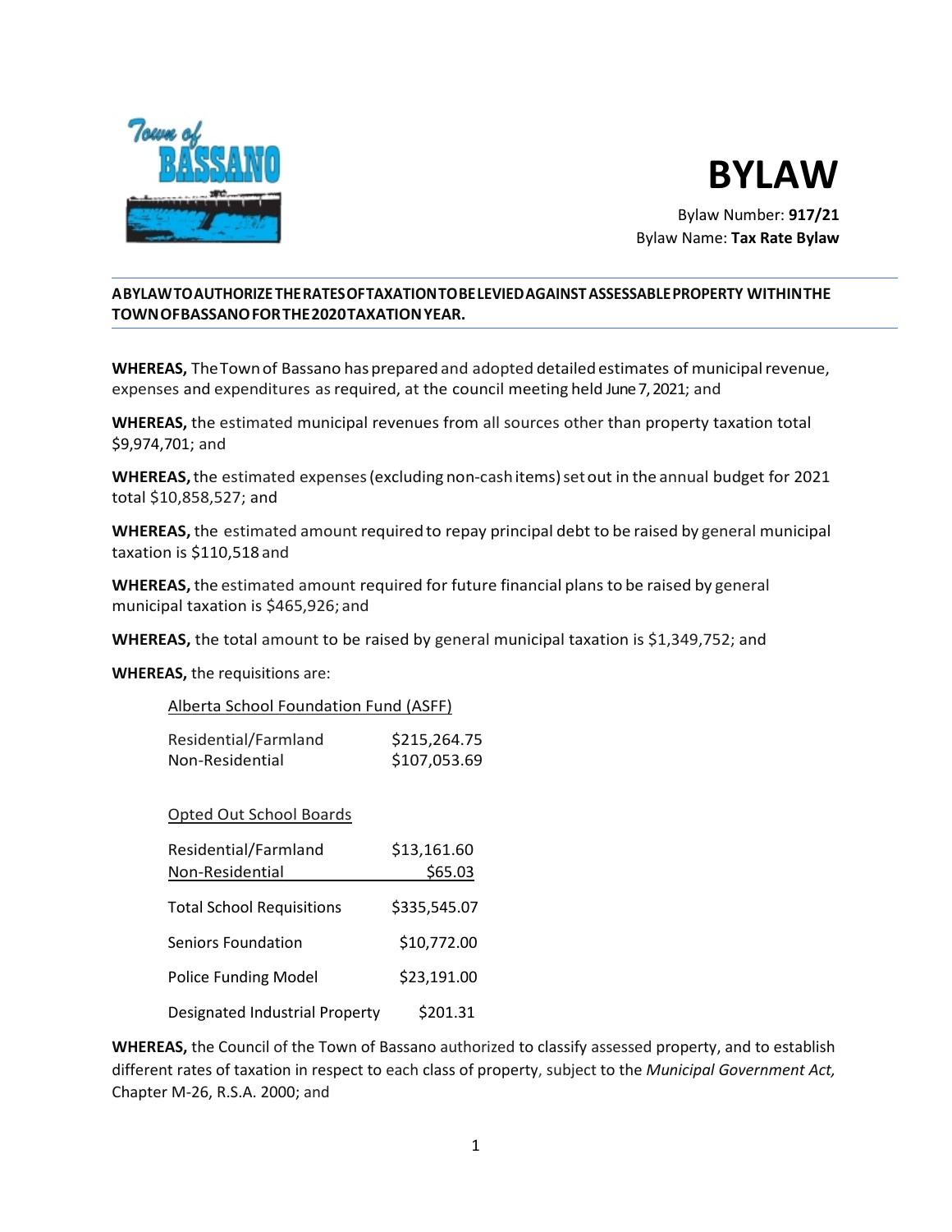# BYLAW

Bylaw Number: **917/21**
Bylaw Name: **Tax Rate Bylaw**

**A BYLAW TO AUTHORIZE THE RATES OF TAXATION TO BE LEVIED AGAINST ASSESSABLE PROPERTY WITHIN THE TOWN OF BASSANO FOR THE 2020 TAXATION YEAR.**

**WHEREAS,** The Town of Bassano has prepared and adopted detailed estimates of municipal revenue, expenses and expenditures as required, at the council meeting held June 7, 2021; and

**WHEREAS,** the estimated municipal revenues from all sources other than property taxation total $9,974,701; and

**WHEREAS,** the estimated expenses (excluding non-cash items) set out in the annual budget for 2021 total $10,858,527; and

**WHEREAS,** the estimated amount required to repay principal debt to be raised by general municipal taxation is $110,518 and

**WHEREAS,** the estimated amount required for future financial plans to be raised by general municipal taxation is $465,926; and

**WHEREAS,** the total amount to be raised by general municipal taxation is $1,349,752; and

**WHEREAS,** the requisitions are:

| | |
|---|---|
| <u>Alberta School Foundation Fund (ASFF)</u> | |
| Residential/Farmland | $215,264.75 |
| Non-Residential | $107,053.69 |
| <u>Opted Out School Boards</u> | |
| Residential/Farmland | $13,161.60 |
| Non-Residential | $65.03 |
| Total School Requisitions | $335,545.07 |
| Seniors Foundation | $10,772.00 |
| Police Funding Model | $23,191.00 |
| Designated Industrial Property | $201.31 |

**WHEREAS,** the Council of the Town of Bassano authorized to classify assessed property, and to establish different rates of taxation in respect to each class of property, subject to the *Municipal Government Act,* Chapter M-26, R.S.A. 2000; and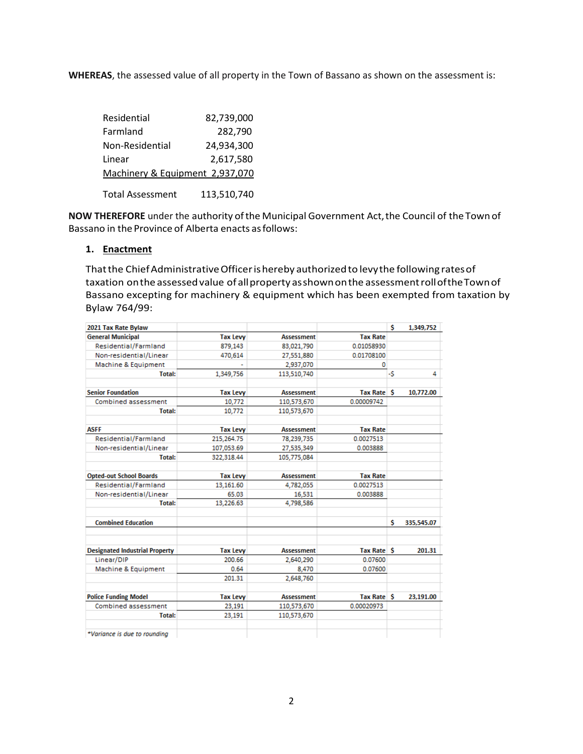**WHEREAS**, the assessed value of all property in the Town of Bassano as shown on the assessment is:

| | |
|---|---|
| Residential | 82,739,000 |
| Farmland | 282,790 |
| Non-Residential | 24,934,300 |
| Linear | 2,617,580 |
| Machinery & Equipment | 2,937,070 |
| Total Assessment | 113,510,740 |

**NOW THEREFORE** under the authority of the Municipal Government Act, the Council of the Town of Bassano in the Province of Alberta enacts as follows:

1. **Enactment**

   That the Chief Administrative Officer is hereby authorized to levy the following rates of taxation on the assessed value of all property as shown on the assessment roll of the Town of Bassano excepting for machinery & equipment which has been exempted from taxation by Bylaw 764/99:

| 2021 Tax Rate Bylaw | | | | $ 1,349,752 |
|---|---|---|---|---|
| **General Municipal** | **Tax Levy** | **Assessment** | **Tax Rate** | |
| Residential/Farmland | 879,143 | 83,021,790 | 0.01058930 | |
| Non-residential/Linear | 470,614 | 27,551,880 | 0.01708100 | |
| Machine & Equipment | - | 2,937,070 | 0 | |
| **Total:** | 1,349,756 | 113,510,740 | | -$ 4 |
| | | | | |
| **Senior Foundation** | **Tax Levy** | **Assessment** | **Tax Rate** | $ 10,772.00 |
| Combined assessment | 10,772 | 110,573,670 | 0.00009742 | |
| **Total:** | 10,772 | 110,573,670 | | |
| | | | | |
| **ASFF** | **Tax Levy** | **Assessment** | **Tax Rate** | |
| Residential/Farmland | 215,264.75 | 78,239,735 | 0.0027513 | |
| Non-residential/Linear | 107,053.69 | 27,535,349 | 0.003888 | |
| **Total:** | 322,318.44 | 105,775,084 | | |
| | | | | |
| **Opted-out School Boards** | **Tax Levy** | **Assessment** | **Tax Rate** | |
| Residential/Farmland | 13,161.60 | 4,782,055 | 0.0027513 | |
| Non-residential/Linear | 65.03 | 16,531 | 0.003888 | |
| **Total:** | 13,226.63 | 4,798,586 | | |
| | | | | |
| **Combined Education** | | | | $ 335,545.07 |
| | | | | |
| **Designated Industrial Property** | **Tax Levy** | **Assessment** | **Tax Rate** | $ 201.31 |
| Linear/DIP | 200.66 | 2,640,290 | 0.07600 | |
| Machine & Equipment | 0.64 | 8,470 | 0.07600 | |
| | 201.31 | 2,648,760 | | |
| | | | | |
| **Police Funding Model** | **Tax Levy** | **Assessment** | **Tax Rate** | $ 23,191.00 |
| Combined assessment | 23,191 | 110,573,670 | 0.00020973 | |
| **Total:** | 23,191 | 110,573,670 | | |

*\*Variance is due to rounding*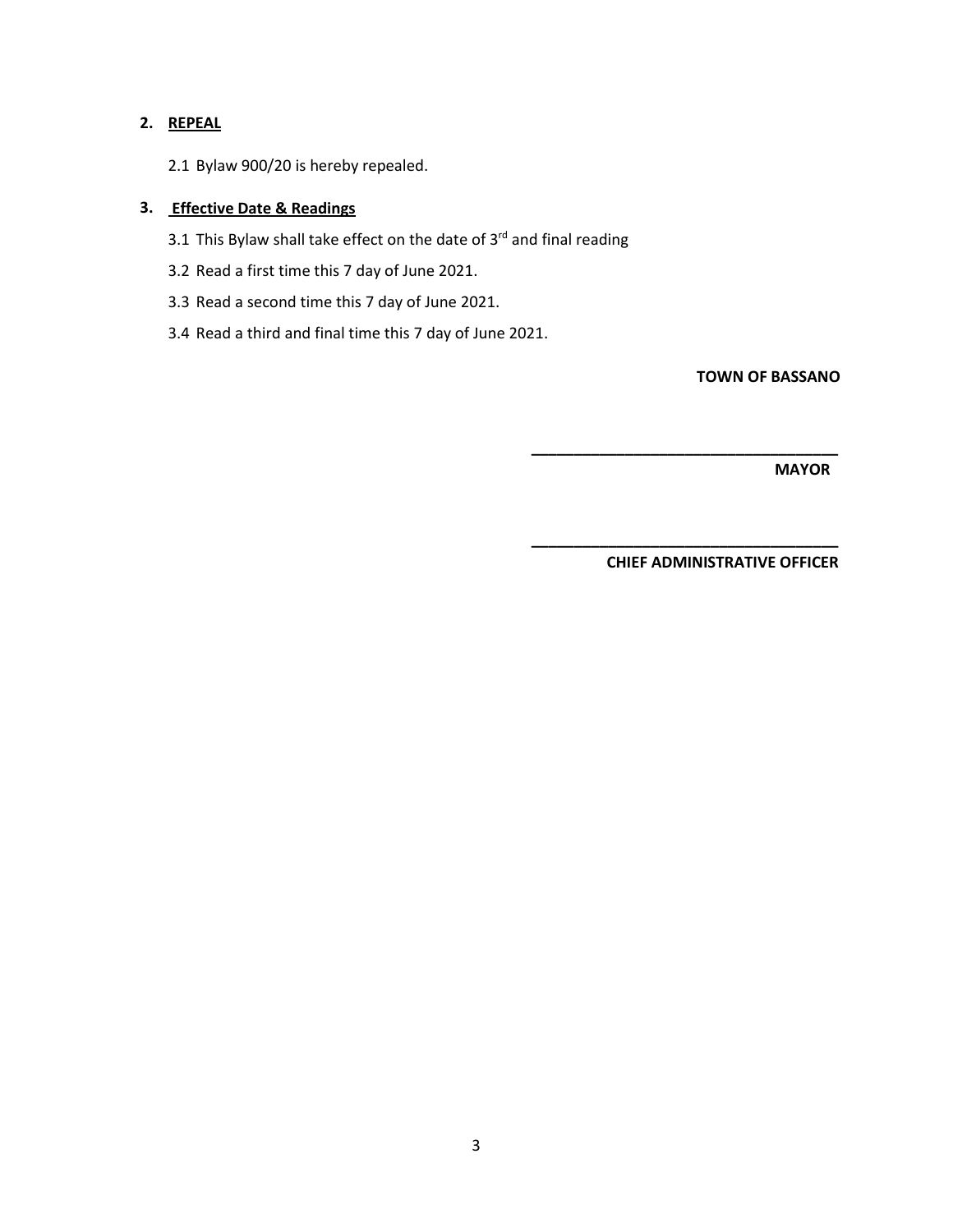## 2. REPEAL

2.1 Bylaw 900/20 is hereby repealed.

## 3. Effective Date & Readings

3.1 This Bylaw shall take effect on the date of 3rd and final reading

3.2 Read a first time this 7 day of June 2021.

3.3 Read a second time this 7 day of June 2021.

3.4 Read a third and final time this 7 day of June 2021.

**TOWN OF BASSANO**

\_\_\_\_\_\_\_\_\_\_\_\_\_\_\_\_\_\_\_\_\_\_\_\_\_\_\_\_\_\_\_\_\_\_\_\_

**MAYOR**

\_\_\_\_\_\_\_\_\_\_\_\_\_\_\_\_\_\_\_\_\_\_\_\_\_\_\_\_\_\_\_\_\_\_\_\_

**CHIEF ADMINISTRATIVE OFFICER**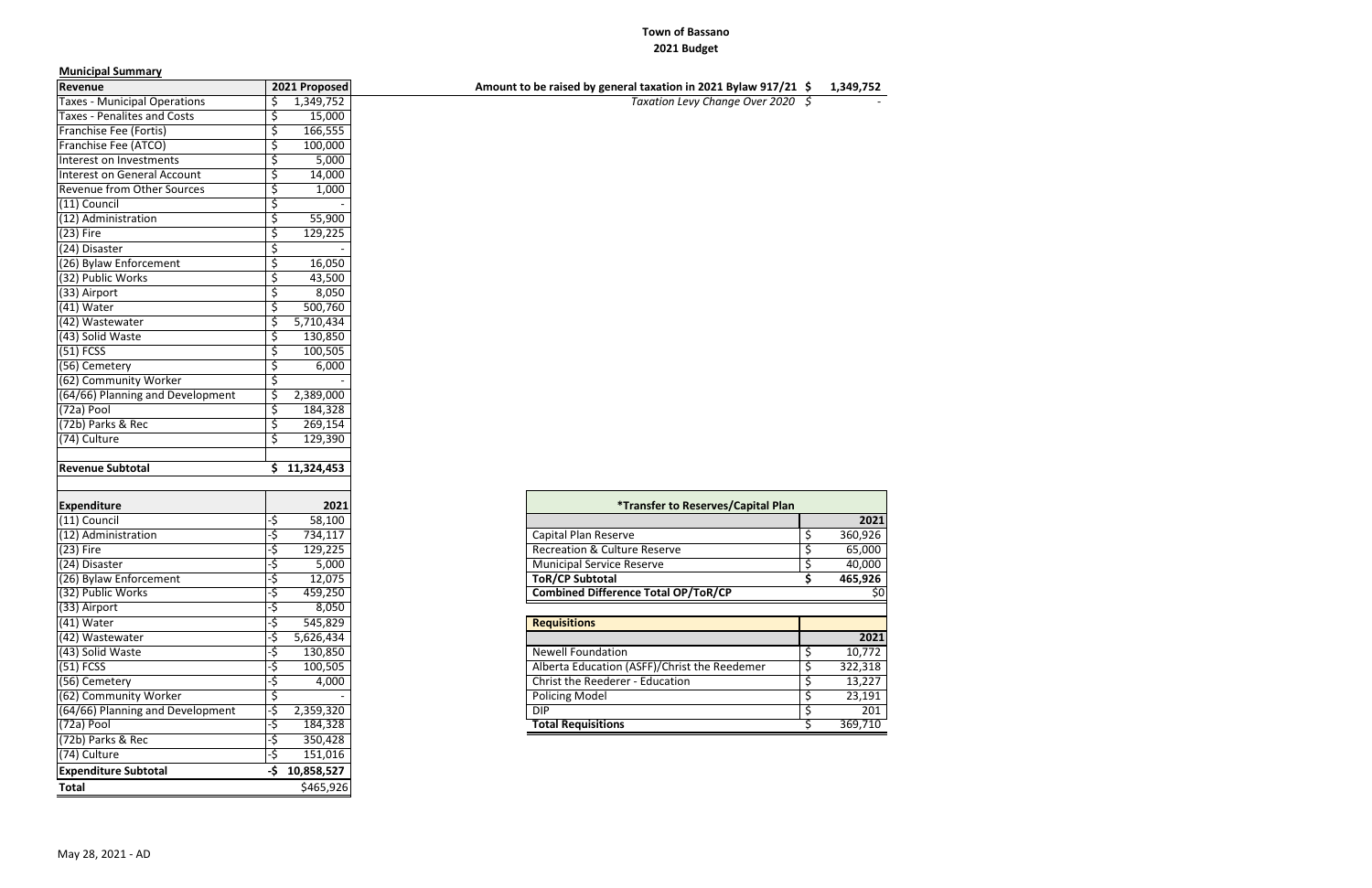**Town of Bassano**

**2021 Budget**

**Municipal Summary**

| Revenue | 2021 Proposed |
|---|---|
| Taxes - Municipal Operations | $ 1,349,752 |
| Taxes - Penalites and Costs | $ 15,000 |
| Franchise Fee (Fortis) | $ 166,555 |
| Franchise Fee (ATCO) | $ 100,000 |
| Interest on Investments | $ 5,000 |
| Interest on General Account | $ 14,000 |
| Revenue from Other Sources | $ 1,000 |
| (11) Council | $ - |
| (12) Administration | $ 55,900 |
| (23) Fire | $ 129,225 |
| (24) Disaster | $ - |
| (26) Bylaw Enforcement | $ 16,050 |
| (32) Public Works | $ 43,500 |
| (33) Airport | $ 8,050 |
| (41) Water | $ 500,760 |
| (42) Wastewater | $ 5,710,434 |
| (43) Solid Waste | $ 130,850 |
| (51) FCSS | $ 100,505 |
| (56) Cemetery | $ 6,000 |
| (62) Community Worker | $ - |
| (64/66) Planning and Development | $ 2,389,000 |
| (72a) Pool | $ 184,328 |
| (72b) Parks & Rec | $ 269,154 |
| (74) Culture | $ 129,390 |
| | |
| **Revenue Subtotal** | **$ 11,324,453** |

| Expenditure | 2021 |
|---|---|
| (11) Council | -$ 58,100 |
| (12) Administration | -$ 734,117 |
| (23) Fire | -$ 129,225 |
| (24) Disaster | -$ 5,000 |
| (26) Bylaw Enforcement | -$ 12,075 |
| (32) Public Works | -$ 459,250 |
| (33) Airport | -$ 8,050 |
| (41) Water | -$ 545,829 |
| (42) Wastewater | -$ 5,626,434 |
| (43) Solid Waste | -$ 130,850 |
| (51) FCSS | -$ 100,505 |
| (56) Cemetery | -$ 4,000 |
| (62) Community Worker | $ - |
| (64/66) Planning and Development | -$ 2,359,320 |
| (72a) Pool | -$ 184,328 |
| (72b) Parks & Rec | -$ 350,428 |
| (74) Culture | -$ 151,016 |
| **Expenditure Subtotal** | **-$ 10,858,527** |
| **Total** | $465,926 |

**Amount to be raised by general taxation in 2021 Bylaw 917/21 $ 1,349,752**

*Taxation Levy Change Over 2020 $ -*

| *Transfer to Reserves/Capital Plan | |
|---|---|
| | **2021** |
| Capital Plan Reserve | $ 360,926 |
| Recreation & Culture Reserve | $ 65,000 |
| Municipal Service Reserve | $ 40,000 |
| **ToR/CP Subtotal** | **$ 465,926** |
| **Combined Difference Total OP/ToR/CP** | $0 |

| Requisitions | |
|---|---|
| | **2021** |
| Newell Foundation | $ 10,772 |
| Alberta Education (ASFF)/Christ the Reedemer | $ 322,318 |
| Christ the Reederer - Education | $ 13,227 |
| Policing Model | $ 23,191 |
| DIP | $ 201 |
| **Total Requisitions** | $ 369,710 |

May 28, 2021 - AD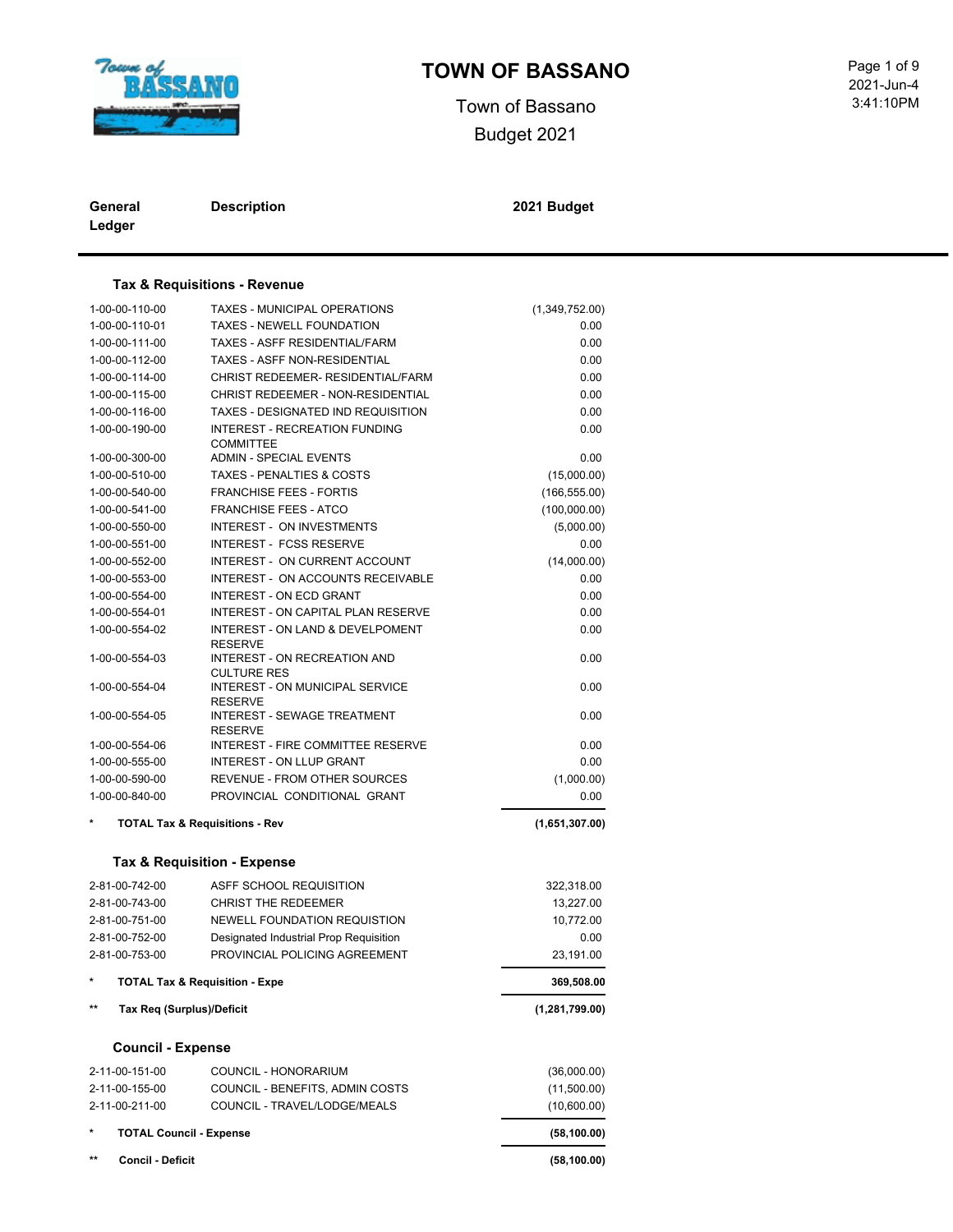# TOWN OF BASSANO

Town of Bassano

Budget 2021

| General Ledger | Description | 2021 Budget |
|---|---|---|
| | **Tax & Requisitions - Revenue** | |
| 1-00-00-110-00 | TAXES - MUNICIPAL OPERATIONS | (1,349,752.00) |
| 1-00-00-110-01 | TAXES - NEWELL FOUNDATION | 0.00 |
| 1-00-00-111-00 | TAXES - ASFF RESIDENTIAL/FARM | 0.00 |
| 1-00-00-112-00 | TAXES - ASFF NON-RESIDENTIAL | 0.00 |
| 1-00-00-114-00 | CHRIST REDEEMER- RESIDENTIAL/FARM | 0.00 |
| 1-00-00-115-00 | CHRIST REDEEMER - NON-RESIDENTIAL | 0.00 |
| 1-00-00-116-00 | TAXES - DESIGNATED IND REQUISITION | 0.00 |
| 1-00-00-190-00 | INTEREST - RECREATION FUNDING COMMITTEE | 0.00 |
| 1-00-00-300-00 | ADMIN - SPECIAL EVENTS | 0.00 |
| 1-00-00-510-00 | TAXES - PENALTIES & COSTS | (15,000.00) |
| 1-00-00-540-00 | FRANCHISE FEES - FORTIS | (166,555.00) |
| 1-00-00-541-00 | FRANCHISE FEES - ATCO | (100,000.00) |
| 1-00-00-550-00 | INTEREST - ON INVESTMENTS | (5,000.00) |
| 1-00-00-551-00 | INTEREST - FCSS RESERVE | 0.00 |
| 1-00-00-552-00 | INTEREST - ON CURRENT ACCOUNT | (14,000.00) |
| 1-00-00-553-00 | INTEREST - ON ACCOUNTS RECEIVABLE | 0.00 |
| 1-00-00-554-00 | INTEREST - ON ECD GRANT | 0.00 |
| 1-00-00-554-01 | INTEREST - ON CAPITAL PLAN RESERVE | 0.00 |
| 1-00-00-554-02 | INTEREST - ON LAND & DEVELPOMENT RESERVE | 0.00 |
| 1-00-00-554-03 | INTEREST - ON RECREATION AND CULTURE RES | 0.00 |
| 1-00-00-554-04 | INTEREST - ON MUNICIPAL SERVICE RESERVE | 0.00 |
| 1-00-00-554-05 | INTEREST - SEWAGE TREATMENT RESERVE | 0.00 |
| 1-00-00-554-06 | INTEREST - FIRE COMMITTEE RESERVE | 0.00 |
| 1-00-00-555-00 | INTEREST - ON LLUP GRANT | 0.00 |
| 1-00-00-590-00 | REVENUE - FROM OTHER SOURCES | (1,000.00) |
| 1-00-00-840-00 | PROVINCIAL CONDITIONAL GRANT | 0.00 |
| * | **TOTAL Tax & Requisitions - Rev** | **(1,651,307.00)** |
| | **Tax & Requisition - Expense** | |
| 2-81-00-742-00 | ASFF SCHOOL REQUISITION | 322,318.00 |
| 2-81-00-743-00 | CHRIST THE REDEEMER | 13,227.00 |
| 2-81-00-751-00 | NEWELL FOUNDATION REQUISTION | 10,772.00 |
| 2-81-00-752-00 | Designated Industrial Prop Requisition | 0.00 |
| 2-81-00-753-00 | PROVINCIAL POLICING AGREEMENT | 23,191.00 |
| * | **TOTAL Tax & Requisition - Expe** | **369,508.00** |
| ** | **Tax Req (Surplus)/Deficit** | **(1,281,799.00)** |
| | **Council - Expense** | |
| 2-11-00-151-00 | COUNCIL - HONORARIUM | (36,000.00) |
| 2-11-00-155-00 | COUNCIL - BENEFITS, ADMIN COSTS | (11,500.00) |
| 2-11-00-211-00 | COUNCIL - TRAVEL/LODGE/MEALS | (10,600.00) |
| * | **TOTAL Council - Expense** | **(58,100.00)** |
| ** | **Concil - Deficit** | **(58,100.00)** |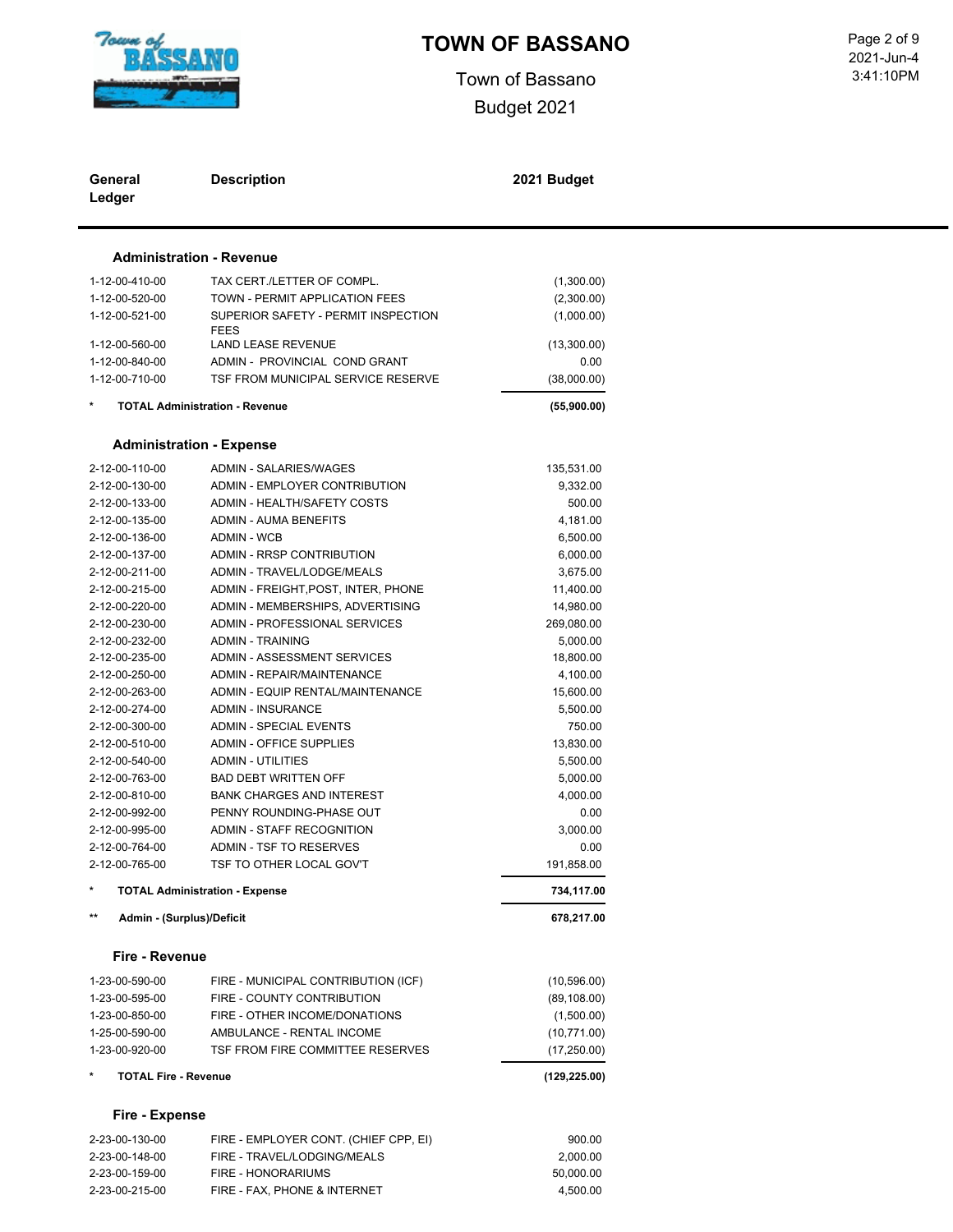# TOWN OF BASSANO

Town of Bassano

Budget 2021

| General Ledger | Description | 2021 Budget |
|---|---|---|
| | **Administration - Revenue** | |
| 1-12-00-410-00 | TAX CERT./LETTER OF COMPL. | (1,300.00) |
| 1-12-00-520-00 | TOWN - PERMIT APPLICATION FEES | (2,300.00) |
| 1-12-00-521-00 | SUPERIOR SAFETY - PERMIT INSPECTION FEES | (1,000.00) |
| 1-12-00-560-00 | LAND LEASE REVENUE | (13,300.00) |
| 1-12-00-840-00 | ADMIN - PROVINCIAL COND GRANT | 0.00 |
| 1-12-00-710-00 | TSF FROM MUNICIPAL SERVICE RESERVE | (38,000.00) |
| * | **TOTAL Administration - Revenue** | **(55,900.00)** |
| | **Administration - Expense** | |
| 2-12-00-110-00 | ADMIN - SALARIES/WAGES | 135,531.00 |
| 2-12-00-130-00 | ADMIN - EMPLOYER CONTRIBUTION | 9,332.00 |
| 2-12-00-133-00 | ADMIN - HEALTH/SAFETY COSTS | 500.00 |
| 2-12-00-135-00 | ADMIN - AUMA BENEFITS | 4,181.00 |
| 2-12-00-136-00 | ADMIN - WCB | 6,500.00 |
| 2-12-00-137-00 | ADMIN - RRSP CONTRIBUTION | 6,000.00 |
| 2-12-00-211-00 | ADMIN - TRAVEL/LODGE/MEALS | 3,675.00 |
| 2-12-00-215-00 | ADMIN - FREIGHT,POST, INTER, PHONE | 11,400.00 |
| 2-12-00-220-00 | ADMIN - MEMBERSHIPS, ADVERTISING | 14,980.00 |
| 2-12-00-230-00 | ADMIN - PROFESSIONAL SERVICES | 269,080.00 |
| 2-12-00-232-00 | ADMIN - TRAINING | 5,000.00 |
| 2-12-00-235-00 | ADMIN - ASSESSMENT SERVICES | 18,800.00 |
| 2-12-00-250-00 | ADMIN - REPAIR/MAINTENANCE | 4,100.00 |
| 2-12-00-263-00 | ADMIN - EQUIP RENTAL/MAINTENANCE | 15,600.00 |
| 2-12-00-274-00 | ADMIN - INSURANCE | 5,500.00 |
| 2-12-00-300-00 | ADMIN - SPECIAL EVENTS | 750.00 |
| 2-12-00-510-00 | ADMIN - OFFICE SUPPLIES | 13,830.00 |
| 2-12-00-540-00 | ADMIN - UTILITIES | 5,500.00 |
| 2-12-00-763-00 | BAD DEBT WRITTEN OFF | 5,000.00 |
| 2-12-00-810-00 | BANK CHARGES AND INTEREST | 4,000.00 |
| 2-12-00-992-00 | PENNY ROUNDING-PHASE OUT | 0.00 |
| 2-12-00-995-00 | ADMIN - STAFF RECOGNITION | 3,000.00 |
| 2-12-00-764-00 | ADMIN - TSF TO RESERVES | 0.00 |
| 2-12-00-765-00 | TSF TO OTHER LOCAL GOV'T | 191,858.00 |
| * | **TOTAL Administration - Expense** | **734,117.00** |
| ** | **Admin - (Surplus)/Deficit** | **678,217.00** |
| | **Fire - Revenue** | |
| 1-23-00-590-00 | FIRE - MUNICIPAL CONTRIBUTION (ICF) | (10,596.00) |
| 1-23-00-595-00 | FIRE - COUNTY CONTRIBUTION | (89,108.00) |
| 1-23-00-850-00 | FIRE - OTHER INCOME/DONATIONS | (1,500.00) |
| 1-25-00-590-00 | AMBULANCE - RENTAL INCOME | (10,771.00) |
| 1-23-00-920-00 | TSF FROM FIRE COMMITTEE RESERVES | (17,250.00) |
| * | **TOTAL Fire - Revenue** | **(129,225.00)** |
| | **Fire - Expense** | |
| 2-23-00-130-00 | FIRE - EMPLOYER CONT. (CHIEF CPP, EI) | 900.00 |
| 2-23-00-148-00 | FIRE - TRAVEL/LODGING/MEALS | 2,000.00 |
| 2-23-00-159-00 | FIRE - HONORARIUMS | 50,000.00 |
| 2-23-00-215-00 | FIRE - FAX, PHONE & INTERNET | 4,500.00 |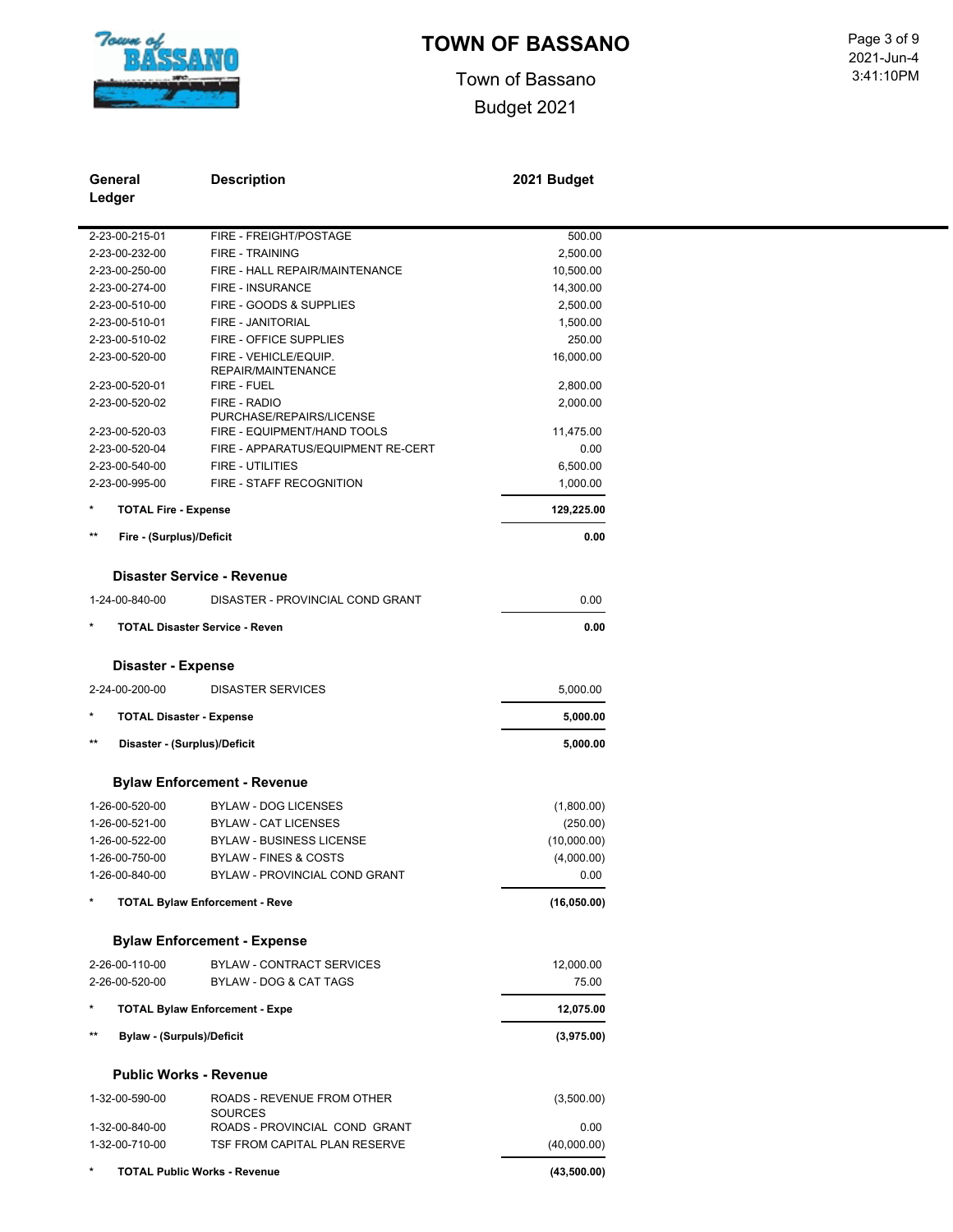| General Ledger | Description | 2021 Budget |
|---|---|---|
| 2-23-00-215-01 | FIRE - FREIGHT/POSTAGE | 500.00 |
| 2-23-00-232-00 | FIRE - TRAINING | 2,500.00 |
| 2-23-00-250-00 | FIRE - HALL REPAIR/MAINTENANCE | 10,500.00 |
| 2-23-00-274-00 | FIRE - INSURANCE | 14,300.00 |
| 2-23-00-510-00 | FIRE - GOODS & SUPPLIES | 2,500.00 |
| 2-23-00-510-01 | FIRE - JANITORIAL | 1,500.00 |
| 2-23-00-510-02 | FIRE - OFFICE SUPPLIES | 250.00 |
| 2-23-00-520-00 | FIRE - VEHICLE/EQUIP. REPAIR/MAINTENANCE | 16,000.00 |
| 2-23-00-520-01 | FIRE - FUEL | 2,800.00 |
| 2-23-00-520-02 | FIRE - RADIO PURCHASE/REPAIRS/LICENSE | 2,000.00 |
| 2-23-00-520-03 | FIRE - EQUIPMENT/HAND TOOLS | 11,475.00 |
| 2-23-00-520-04 | FIRE - APPARATUS/EQUIPMENT RE-CERT | 0.00 |
| 2-23-00-540-00 | FIRE - UTILITIES | 6,500.00 |
| 2-23-00-995-00 | FIRE - STAFF RECOGNITION | 1,000.00 |
| * | **TOTAL Fire - Expense** | **129,225.00** |
| ** | **Fire - (Surplus)/Deficit** | **0.00** |

### Disaster Service - Revenue

| General Ledger | Description | 2021 Budget |
|---|---|---|
| 1-24-00-840-00 | DISASTER - PROVINCIAL COND GRANT | 0.00 |
| * | **TOTAL Disaster Service - Reven** | **0.00** |

### Disaster - Expense

| General Ledger | Description | 2021 Budget |
|---|---|---|
| 2-24-00-200-00 | DISASTER SERVICES | 5,000.00 |
| * | **TOTAL Disaster - Expense** | **5,000.00** |
| ** | **Disaster - (Surplus)/Deficit** | **5,000.00** |

### Bylaw Enforcement - Revenue

| General Ledger | Description | 2021 Budget |
|---|---|---|
| 1-26-00-520-00 | BYLAW - DOG LICENSES | (1,800.00) |
| 1-26-00-521-00 | BYLAW - CAT LICENSES | (250.00) |
| 1-26-00-522-00 | BYLAW - BUSINESS LICENSE | (10,000.00) |
| 1-26-00-750-00 | BYLAW - FINES & COSTS | (4,000.00) |
| 1-26-00-840-00 | BYLAW - PROVINCIAL COND GRANT | 0.00 |
| * | **TOTAL Bylaw Enforcement - Reve** | **(16,050.00)** |

### Bylaw Enforcement - Expense

| General Ledger | Description | 2021 Budget |
|---|---|---|
| 2-26-00-110-00 | BYLAW - CONTRACT SERVICES | 12,000.00 |
| 2-26-00-520-00 | BYLAW - DOG & CAT TAGS | 75.00 |
| * | **TOTAL Bylaw Enforcement - Expe** | **12,075.00** |
| ** | **Bylaw - (Surpuls)/Deficit** | **(3,975.00)** |

### Public Works - Revenue

| General Ledger | Description | 2021 Budget |
|---|---|---|
| 1-32-00-590-00 | ROADS - REVENUE FROM OTHER SOURCES | (3,500.00) |
| 1-32-00-840-00 | ROADS - PROVINCIAL COND GRANT | 0.00 |
| 1-32-00-710-00 | TSF FROM CAPITAL PLAN RESERVE | (40,000.00) |
| * | **TOTAL Public Works - Revenue** | **(43,500.00)** |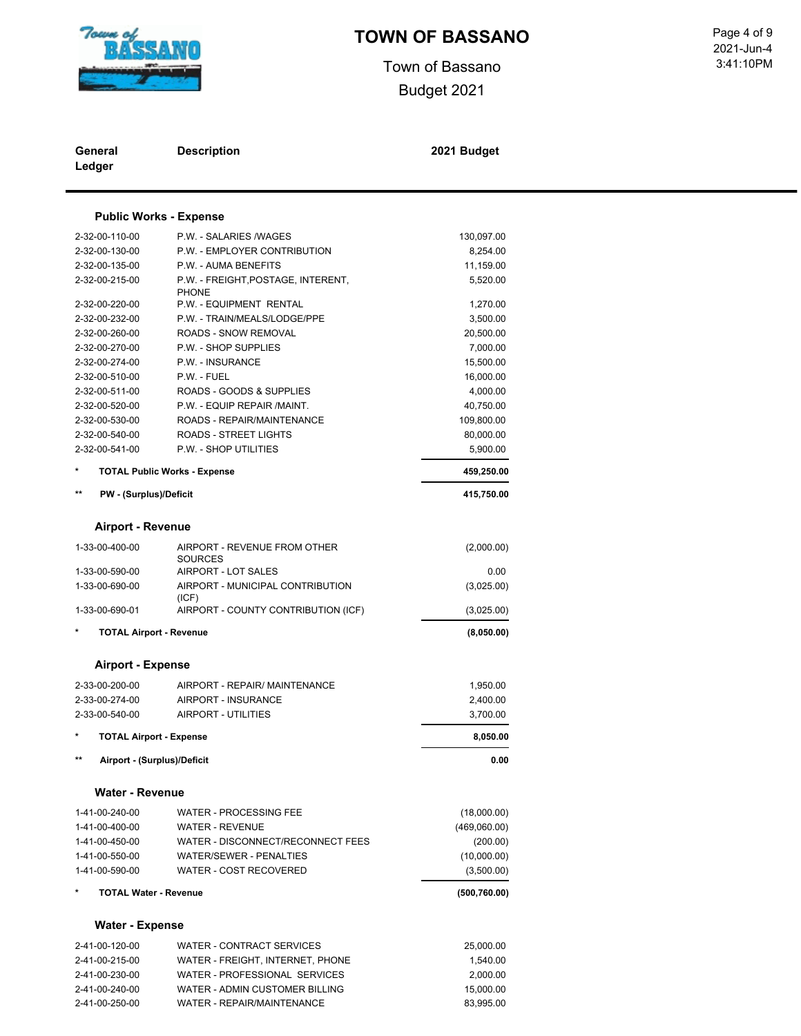# TOWN OF BASSANO

Town of Bassano

Budget 2021

| General Ledger | Description | 2021 Budget |
|---|---|---|
| **Public Works - Expense** | | |
| 2-32-00-110-00 | P.W. - SALARIES /WAGES | 130,097.00 |
| 2-32-00-130-00 | P.W. - EMPLOYER CONTRIBUTION | 8,254.00 |
| 2-32-00-135-00 | P.W. - AUMA BENEFITS | 11,159.00 |
| 2-32-00-215-00 | P.W. - FREIGHT,POSTAGE, INTERENT, PHONE | 5,520.00 |
| 2-32-00-220-00 | P.W. - EQUIPMENT RENTAL | 1,270.00 |
| 2-32-00-232-00 | P.W. - TRAIN/MEALS/LODGE/PPE | 3,500.00 |
| 2-32-00-260-00 | ROADS - SNOW REMOVAL | 20,500.00 |
| 2-32-00-270-00 | P.W. - SHOP SUPPLIES | 7,000.00 |
| 2-32-00-274-00 | P.W. - INSURANCE | 15,500.00 |
| 2-32-00-510-00 | P.W. - FUEL | 16,000.00 |
| 2-32-00-511-00 | ROADS - GOODS & SUPPLIES | 4,000.00 |
| 2-32-00-520-00 | P.W. - EQUIP REPAIR /MAINT. | 40,750.00 |
| 2-32-00-530-00 | ROADS - REPAIR/MAINTENANCE | 109,800.00 |
| 2-32-00-540-00 | ROADS - STREET LIGHTS | 80,000.00 |
| 2-32-00-541-00 | P.W. - SHOP UTILITIES | 5,900.00 |
| * | **TOTAL Public Works - Expense** | **459,250.00** |
| ** | **PW - (Surplus)/Deficit** | **415,750.00** |
| **Airport - Revenue** | | |
| 1-33-00-400-00 | AIRPORT - REVENUE FROM OTHER SOURCES | (2,000.00) |
| 1-33-00-590-00 | AIRPORT - LOT SALES | 0.00 |
| 1-33-00-690-00 | AIRPORT - MUNICIPAL CONTRIBUTION (ICF) | (3,025.00) |
| 1-33-00-690-01 | AIRPORT - COUNTY CONTRIBUTION (ICF) | (3,025.00) |
| * | **TOTAL Airport - Revenue** | **(8,050.00)** |
| **Airport - Expense** | | |
| 2-33-00-200-00 | AIRPORT - REPAIR/ MAINTENANCE | 1,950.00 |
| 2-33-00-274-00 | AIRPORT - INSURANCE | 2,400.00 |
| 2-33-00-540-00 | AIRPORT - UTILITIES | 3,700.00 |
| * | **TOTAL Airport - Expense** | **8,050.00** |
| ** | **Airport - (Surplus)/Deficit** | **0.00** |
| **Water - Revenue** | | |
| 1-41-00-240-00 | WATER - PROCESSING FEE | (18,000.00) |
| 1-41-00-400-00 | WATER - REVENUE | (469,060.00) |
| 1-41-00-450-00 | WATER - DISCONNECT/RECONNECT FEES | (200.00) |
| 1-41-00-550-00 | WATER/SEWER - PENALTIES | (10,000.00) |
| 1-41-00-590-00 | WATER - COST RECOVERED | (3,500.00) |
| * | **TOTAL Water - Revenue** | **(500,760.00)** |
| **Water - Expense** | | |
| 2-41-00-120-00 | WATER - CONTRACT SERVICES | 25,000.00 |
| 2-41-00-215-00 | WATER - FREIGHT, INTERNET, PHONE | 1,540.00 |
| 2-41-00-230-00 | WATER - PROFESSIONAL SERVICES | 2,000.00 |
| 2-41-00-240-00 | WATER - ADMIN CUSTOMER BILLING | 15,000.00 |
| 2-41-00-250-00 | WATER - REPAIR/MAINTENANCE | 83,995.00 |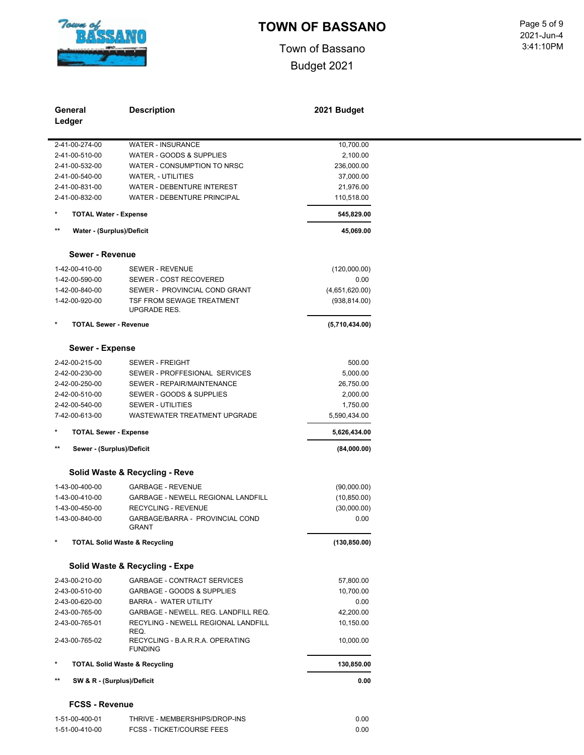# TOWN OF BASSANO

Town of Bassano

Budget 2021

| General Ledger | Description | 2021 Budget |
|---|---|---|
| 2-41-00-274-00 | WATER - INSURANCE | 10,700.00 |
| 2-41-00-510-00 | WATER - GOODS & SUPPLIES | 2,100.00 |
| 2-41-00-532-00 | WATER - CONSUMPTION TO NRSC | 236,000.00 |
| 2-41-00-540-00 | WATER, - UTILITIES | 37,000.00 |
| 2-41-00-831-00 | WATER - DEBENTURE INTEREST | 21,976.00 |
| 2-41-00-832-00 | WATER - DEBENTURE PRINCIPAL | 110,518.00 |
| * | **TOTAL Water - Expense** | **545,829.00** |
| ** | **Water - (Surplus)/Deficit** | **45,069.00** |

### Sewer - Revenue

| General Ledger | Description | 2021 Budget |
|---|---|---|
| 1-42-00-410-00 | SEWER - REVENUE | (120,000.00) |
| 1-42-00-590-00 | SEWER - COST RECOVERED | 0.00 |
| 1-42-00-840-00 | SEWER - PROVINCIAL COND GRANT | (4,651,620.00) |
| 1-42-00-920-00 | TSF FROM SEWAGE TREATMENT UPGRADE RES. | (938,814.00) |
| * | **TOTAL Sewer - Revenue** | **(5,710,434.00)** |

### Sewer - Expense

| General Ledger | Description | 2021 Budget |
|---|---|---|
| 2-42-00-215-00 | SEWER - FREIGHT | 500.00 |
| 2-42-00-230-00 | SEWER - PROFFESIONAL SERVICES | 5,000.00 |
| 2-42-00-250-00 | SEWER - REPAIR/MAINTENANCE | 26,750.00 |
| 2-42-00-510-00 | SEWER - GOODS & SUPPLIES | 2,000.00 |
| 2-42-00-540-00 | SEWER - UTILITIES | 1,750.00 |
| 7-42-00-613-00 | WASTEWATER TREATMENT UPGRADE | 5,590,434.00 |
| * | **TOTAL Sewer - Expense** | **5,626,434.00** |
| ** | **Sewer - (Surplus)/Deficit** | **(84,000.00)** |

### Solid Waste & Recycling - Reve

| General Ledger | Description | 2021 Budget |
|---|---|---|
| 1-43-00-400-00 | GARBAGE - REVENUE | (90,000.00) |
| 1-43-00-410-00 | GARBAGE - NEWELL REGIONAL LANDFILL | (10,850.00) |
| 1-43-00-450-00 | RECYCLING - REVENUE | (30,000.00) |
| 1-43-00-840-00 | GARBAGE/BARRA - PROVINCIAL COND GRANT | 0.00 |
| * | **TOTAL Solid Waste & Recycling** | **(130,850.00)** |

### Solid Waste & Recycling - Expe

| General Ledger | Description | 2021 Budget |
|---|---|---|
| 2-43-00-210-00 | GARBAGE - CONTRACT SERVICES | 57,800.00 |
| 2-43-00-510-00 | GARBAGE - GOODS & SUPPLIES | 10,700.00 |
| 2-43-00-620-00 | BARRA - WATER UTILITY | 0.00 |
| 2-43-00-765-00 | GARBAGE - NEWELL. REG. LANDFILL REQ. | 42,200.00 |
| 2-43-00-765-01 | RECYLING - NEWELL REGIONAL LANDFILL REQ. | 10,150.00 |
| 2-43-00-765-02 | RECYCLING - B.A.R.R.A. OPERATING FUNDING | 10,000.00 |
| * | **TOTAL Solid Waste & Recycling** | **130,850.00** |
| ** | **SW & R - (Surplus)/Deficit** | **0.00** |

### FCSS - Revenue

| General Ledger | Description | 2021 Budget |
|---|---|---|
| 1-51-00-400-01 | THRIVE - MEMBERSHIPS/DROP-INS | 0.00 |
| 1-51-00-410-00 | FCSS - TICKET/COURSE FEES | 0.00 |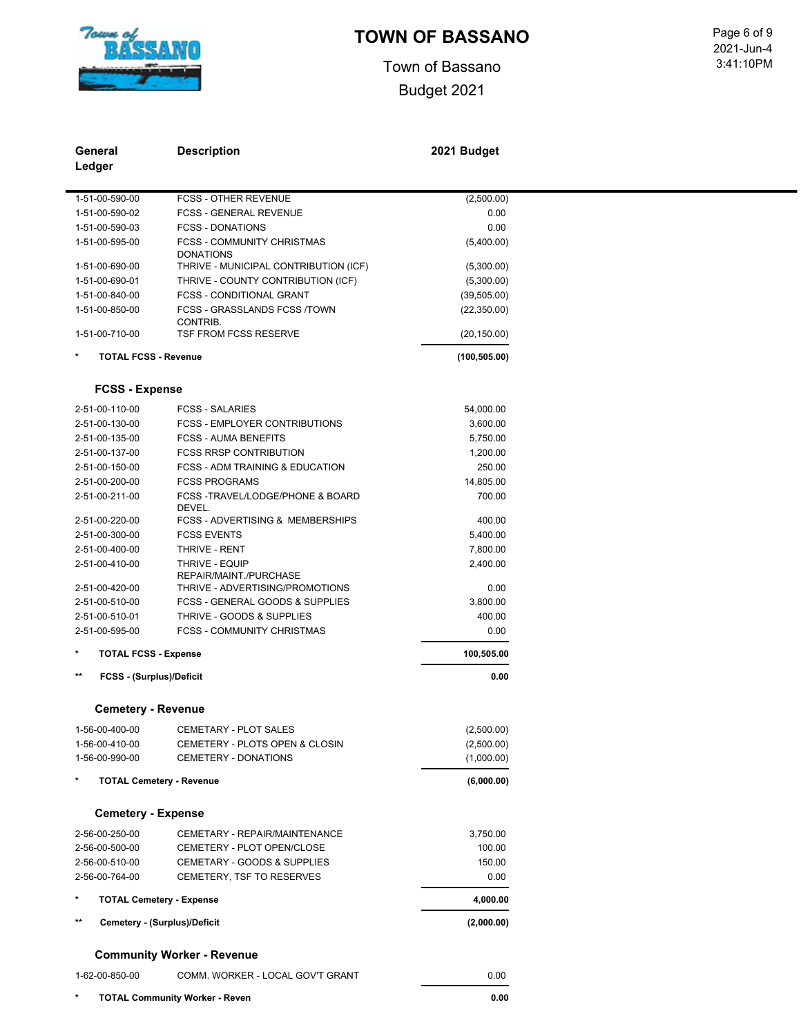# TOWN OF BASSANO

Town of Bassano

Budget 2021

| General Ledger | Description | 2021 Budget |
|---|---|---|
| 1-51-00-590-00 | FCSS - OTHER REVENUE | (2,500.00) |
| 1-51-00-590-02 | FCSS - GENERAL REVENUE | 0.00 |
| 1-51-00-590-03 | FCSS - DONATIONS | 0.00 |
| 1-51-00-595-00 | FCSS - COMMUNITY CHRISTMAS DONATIONS | (5,400.00) |
| 1-51-00-690-00 | THRIVE - MUNICIPAL CONTRIBUTION (ICF) | (5,300.00) |
| 1-51-00-690-01 | THRIVE - COUNTY CONTRIBUTION (ICF) | (5,300.00) |
| 1-51-00-840-00 | FCSS - CONDITIONAL GRANT | (39,505.00) |
| 1-51-00-850-00 | FCSS - GRASSLANDS FCSS /TOWN CONTRIB. | (22,350.00) |
| 1-51-00-710-00 | TSF FROM FCSS RESERVE | (20,150.00) |
| * | **TOTAL FCSS - Revenue** | **(100,505.00)** |

### FCSS - Expense

| General Ledger | Description | 2021 Budget |
|---|---|---|
| 2-51-00-110-00 | FCSS - SALARIES | 54,000.00 |
| 2-51-00-130-00 | FCSS - EMPLOYER CONTRIBUTIONS | 3,600.00 |
| 2-51-00-135-00 | FCSS - AUMA BENEFITS | 5,750.00 |
| 2-51-00-137-00 | FCSS RRSP CONTRIBUTION | 1,200.00 |
| 2-51-00-150-00 | FCSS - ADM TRAINING & EDUCATION | 250.00 |
| 2-51-00-200-00 | FCSS PROGRAMS | 14,805.00 |
| 2-51-00-211-00 | FCSS -TRAVEL/LODGE/PHONE & BOARD DEVEL. | 700.00 |
| 2-51-00-220-00 | FCSS - ADVERTISING & MEMBERSHIPS | 400.00 |
| 2-51-00-300-00 | FCSS EVENTS | 5,400.00 |
| 2-51-00-400-00 | THRIVE - RENT | 7,800.00 |
| 2-51-00-410-00 | THRIVE - EQUIP REPAIR/MAINT./PURCHASE | 2,400.00 |
| 2-51-00-420-00 | THRIVE - ADVERTISING/PROMOTIONS | 0.00 |
| 2-51-00-510-00 | FCSS - GENERAL GOODS & SUPPLIES | 3,800.00 |
| 2-51-00-510-01 | THRIVE - GOODS & SUPPLIES | 400.00 |
| 2-51-00-595-00 | FCSS - COMMUNITY CHRISTMAS | 0.00 |
| * | **TOTAL FCSS - Expense** | **100,505.00** |
| ** | **FCSS - (Surplus)/Deficit** | **0.00** |

### Cemetery - Revenue

| General Ledger | Description | 2021 Budget |
|---|---|---|
| 1-56-00-400-00 | CEMETARY - PLOT SALES | (2,500.00) |
| 1-56-00-410-00 | CEMETERY - PLOTS OPEN & CLOSIN | (2,500.00) |
| 1-56-00-990-00 | CEMETERY - DONATIONS | (1,000.00) |
| * | **TOTAL Cemetery - Revenue** | **(6,000.00)** |

### Cemetery - Expense

| General Ledger | Description | 2021 Budget |
|---|---|---|
| 2-56-00-250-00 | CEMETARY - REPAIR/MAINTENANCE | 3,750.00 |
| 2-56-00-500-00 | CEMETARY - PLOT OPEN/CLOSE | 100.00 |
| 2-56-00-510-00 | CEMETARY - GOODS & SUPPLIES | 150.00 |
| 2-56-00-764-00 | CEMETERY, TSF TO RESERVES | 0.00 |
| * | **TOTAL Cemetery - Expense** | **4,000.00** |
| ** | **Cemetery - (Surplus)/Deficit** | **(2,000.00)** |

### Community Worker - Revenue

| General Ledger | Description | 2021 Budget |
|---|---|---|
| 1-62-00-850-00 | COMM. WORKER - LOCAL GOV'T GRANT | 0.00 |
| * | **TOTAL Community Worker - Reven** | **0.00** |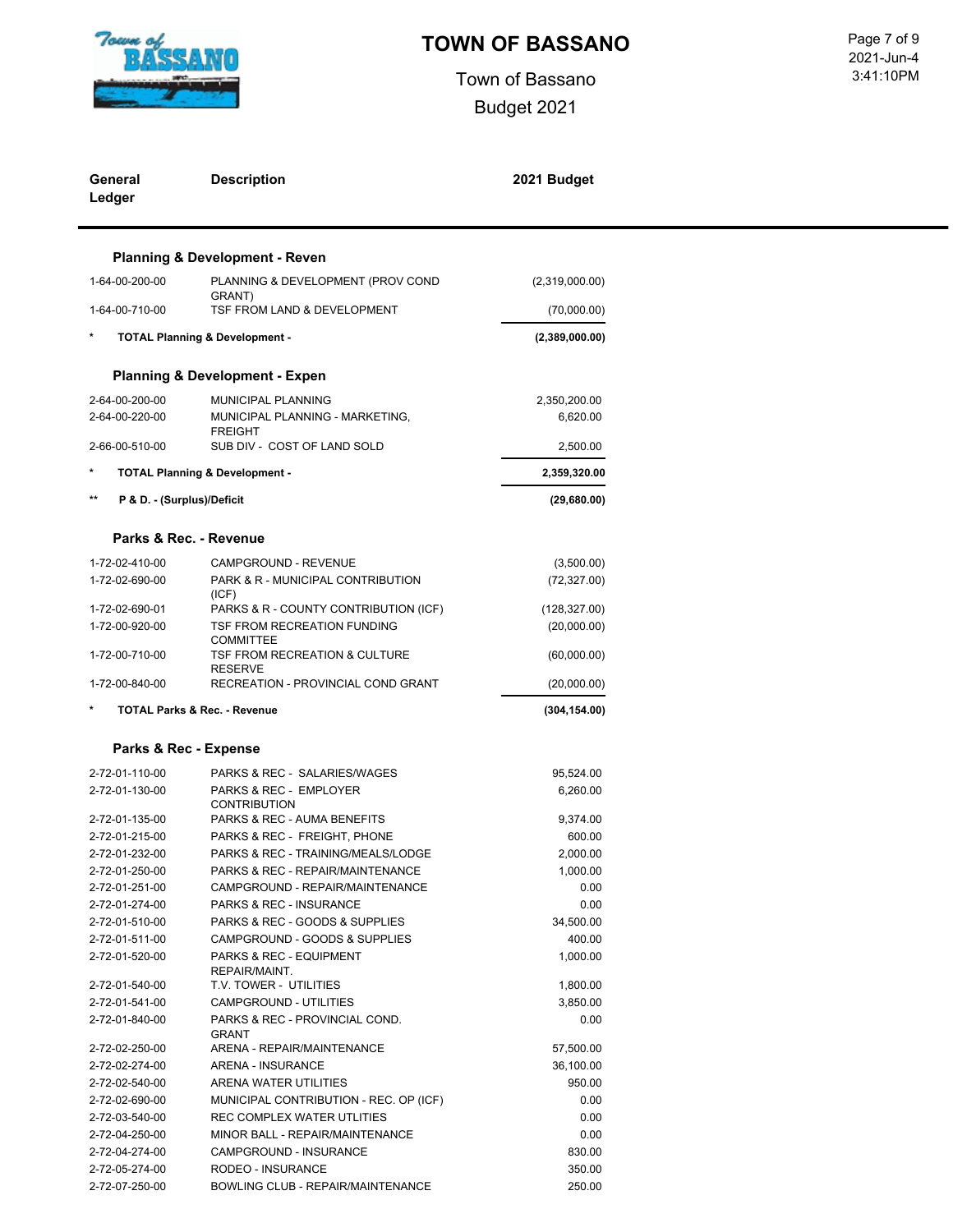# TOWN OF BASSANO

Town of Bassano
Budget 2021

| General Ledger | Description | 2021 Budget |
|---|---|---|
| | **Planning & Development - Reven** | |
| 1-64-00-200-00 | PLANNING & DEVELOPMENT (PROV COND GRANT) | (2,319,000.00) |
| 1-64-00-710-00 | TSF FROM LAND & DEVELOPMENT | (70,000.00) |
| * | **TOTAL Planning & Development -** | **(2,389,000.00)** |
| | **Planning & Development - Expen** | |
| 2-64-00-200-00 | MUNICIPAL PLANNING | 2,350,200.00 |
| 2-64-00-220-00 | MUNICIPAL PLANNING - MARKETING, FREIGHT | 6,620.00 |
| 2-66-00-510-00 | SUB DIV - COST OF LAND SOLD | 2,500.00 |
| * | **TOTAL Planning & Development -** | **2,359,320.00** |
| ** | **P & D. - (Surplus)/Deficit** | **(29,680.00)** |
| | **Parks & Rec. - Revenue** | |
| 1-72-02-410-00 | CAMPGROUND - REVENUE | (3,500.00) |
| 1-72-02-690-00 | PARK & R - MUNICIPAL CONTRIBUTION (ICF) | (72,327.00) |
| 1-72-02-690-01 | PARKS & R - COUNTY CONTRIBUTION (ICF) | (128,327.00) |
| 1-72-00-920-00 | TSF FROM RECREATION FUNDING COMMITTEE | (20,000.00) |
| 1-72-00-710-00 | TSF FROM RECREATION & CULTURE RESERVE | (60,000.00) |
| 1-72-00-840-00 | RECREATION - PROVINCIAL COND GRANT | (20,000.00) |
| * | **TOTAL Parks & Rec. - Revenue** | **(304,154.00)** |
| | **Parks & Rec - Expense** | |
| 2-72-01-110-00 | PARKS & REC - SALARIES/WAGES | 95,524.00 |
| 2-72-01-130-00 | PARKS & REC - EMPLOYER CONTRIBUTION | 6,260.00 |
| 2-72-01-135-00 | PARKS & REC - AUMA BENEFITS | 9,374.00 |
| 2-72-01-215-00 | PARKS & REC - FREIGHT, PHONE | 600.00 |
| 2-72-01-232-00 | PARKS & REC - TRAINING/MEALS/LODGE | 2,000.00 |
| 2-72-01-250-00 | PARKS & REC - REPAIR/MAINTENANCE | 1,000.00 |
| 2-72-01-251-00 | CAMPGROUND - REPAIR/MAINTENANCE | 0.00 |
| 2-72-01-274-00 | PARKS & REC - INSURANCE | 0.00 |
| 2-72-01-510-00 | PARKS & REC - GOODS & SUPPLIES | 34,500.00 |
| 2-72-01-511-00 | CAMPGROUND - GOODS & SUPPLIES | 400.00 |
| 2-72-01-520-00 | PARKS & REC - EQUIPMENT REPAIR/MAINT. | 1,000.00 |
| 2-72-01-540-00 | T.V. TOWER - UTILITIES | 1,800.00 |
| 2-72-01-541-00 | CAMPGROUND - UTILITIES | 3,850.00 |
| 2-72-01-840-00 | PARKS & REC - PROVINCIAL COND. GRANT | 0.00 |
| 2-72-02-250-00 | ARENA - REPAIR/MAINTENANCE | 57,500.00 |
| 2-72-02-274-00 | ARENA - INSURANCE | 36,100.00 |
| 2-72-02-540-00 | ARENA WATER UTILITIES | 950.00 |
| 2-72-02-690-00 | MUNICIPAL CONTRIBUTION - REC. OP (ICF) | 0.00 |
| 2-72-03-540-00 | REC COMPLEX WATER UTLITIES | 0.00 |
| 2-72-04-250-00 | MINOR BALL - REPAIR/MAINTENANCE | 0.00 |
| 2-72-04-274-00 | CAMPGROUND - INSURANCE | 830.00 |
| 2-72-05-274-00 | RODEO - INSURANCE | 350.00 |
| 2-72-07-250-00 | BOWLING CLUB - REPAIR/MAINTENANCE | 250.00 |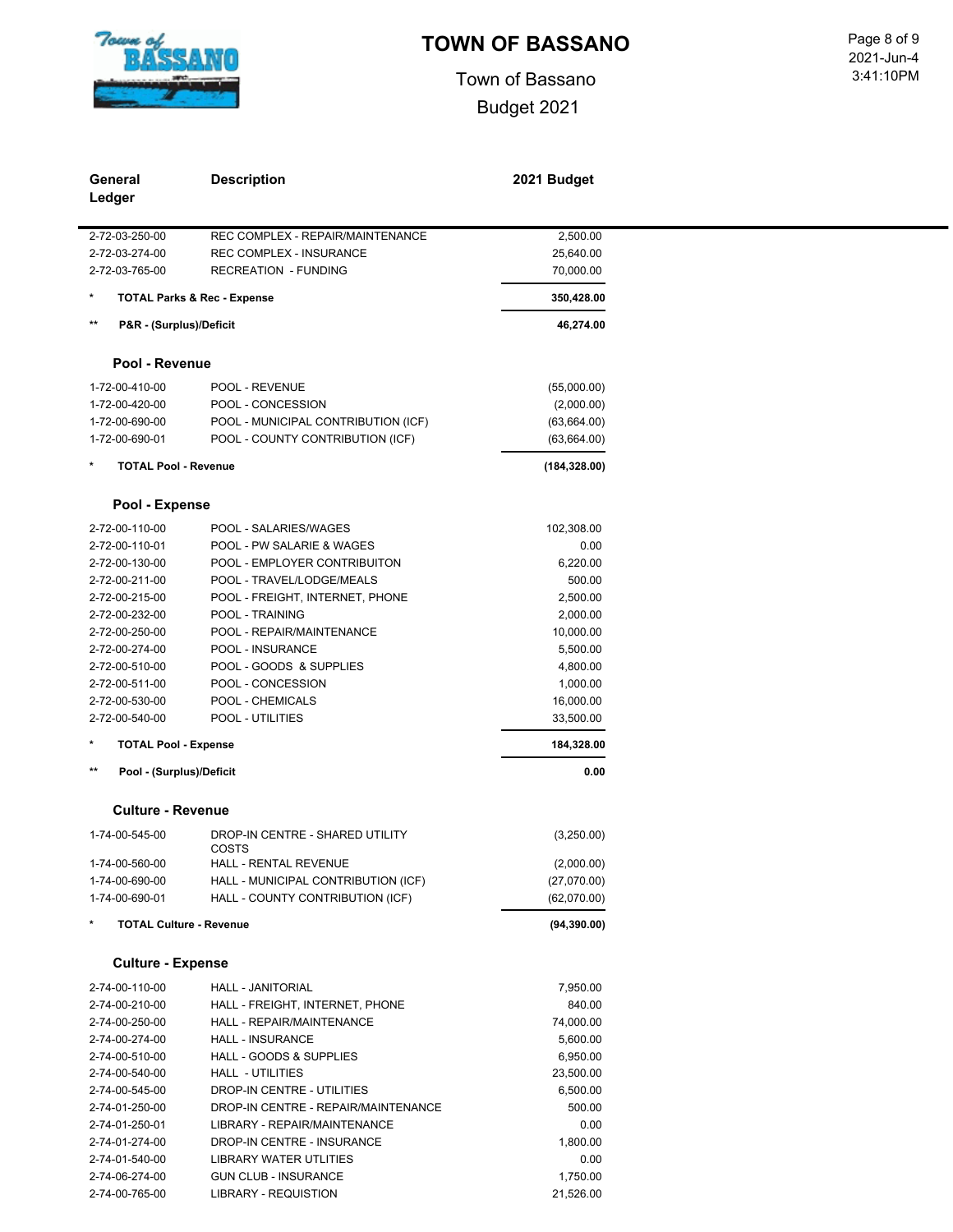# TOWN OF BASSANO

Town of Bassano

Budget 2021

| General Ledger | Description | 2021 Budget |
|---|---|---|
| 2-72-03-250-00 | REC COMPLEX - REPAIR/MAINTENANCE | 2,500.00 |
| 2-72-03-274-00 | REC COMPLEX - INSURANCE | 25,640.00 |
| 2-72-03-765-00 | RECREATION - FUNDING | 70,000.00 |
| * | **TOTAL Parks & Rec - Expense** | **350,428.00** |
| ** | **P&R - (Surplus)/Deficit** | **46,274.00** |
| | **Pool - Revenue** | |
| 1-72-00-410-00 | POOL - REVENUE | (55,000.00) |
| 1-72-00-420-00 | POOL - CONCESSION | (2,000.00) |
| 1-72-00-690-00 | POOL - MUNICIPAL CONTRIBUTION (ICF) | (63,664.00) |
| 1-72-00-690-01 | POOL - COUNTY CONTRIBUTION (ICF) | (63,664.00) |
| * | **TOTAL Pool - Revenue** | **(184,328.00)** |
| | **Pool - Expense** | |
| 2-72-00-110-00 | POOL - SALARIES/WAGES | 102,308.00 |
| 2-72-00-110-01 | POOL - PW SALARIE & WAGES | 0.00 |
| 2-72-00-130-00 | POOL - EMPLOYER CONTRIBUITON | 6,220.00 |
| 2-72-00-211-00 | POOL - TRAVEL/LODGE/MEALS | 500.00 |
| 2-72-00-215-00 | POOL - FREIGHT, INTERNET, PHONE | 2,500.00 |
| 2-72-00-232-00 | POOL - TRAINING | 2,000.00 |
| 2-72-00-250-00 | POOL - REPAIR/MAINTENANCE | 10,000.00 |
| 2-72-00-274-00 | POOL - INSURANCE | 5,500.00 |
| 2-72-00-510-00 | POOL - GOODS & SUPPLIES | 4,800.00 |
| 2-72-00-511-00 | POOL - CONCESSION | 1,000.00 |
| 2-72-00-530-00 | POOL - CHEMICALS | 16,000.00 |
| 2-72-00-540-00 | POOL - UTILITIES | 33,500.00 |
| * | **TOTAL Pool - Expense** | **184,328.00** |
| ** | **Pool - (Surplus)/Deficit** | **0.00** |
| | **Culture - Revenue** | |
| 1-74-00-545-00 | DROP-IN CENTRE - SHARED UTILITY COSTS | (3,250.00) |
| 1-74-00-560-00 | HALL - RENTAL REVENUE | (2,000.00) |
| 1-74-00-690-00 | HALL - MUNICIPAL CONTRIBUTION (ICF) | (27,070.00) |
| 1-74-00-690-01 | HALL - COUNTY CONTRIBUTION (ICF) | (62,070.00) |
| * | **TOTAL Culture - Revenue** | **(94,390.00)** |
| | **Culture - Expense** | |
| 2-74-00-110-00 | HALL - JANITORIAL | 7,950.00 |
| 2-74-00-210-00 | HALL - FREIGHT, INTERNET, PHONE | 840.00 |
| 2-74-00-250-00 | HALL - REPAIR/MAINTENANCE | 74,000.00 |
| 2-74-00-274-00 | HALL - INSURANCE | 5,600.00 |
| 2-74-00-510-00 | HALL - GOODS & SUPPLIES | 6,950.00 |
| 2-74-00-540-00 | HALL - UTILITIES | 23,500.00 |
| 2-74-00-545-00 | DROP-IN CENTRE - UTILITIES | 6,500.00 |
| 2-74-01-250-00 | DROP-IN CENTRE - REPAIR/MAINTENANCE | 500.00 |
| 2-74-01-250-01 | LIBRARY - REPAIR/MAINTENANCE | 0.00 |
| 2-74-01-274-00 | DROP-IN CENTRE - INSURANCE | 1,800.00 |
| 2-74-01-540-00 | LIBRARY WATER UTLITIES | 0.00 |
| 2-74-06-274-00 | GUN CLUB - INSURANCE | 1,750.00 |
| 2-74-00-765-00 | LIBRARY - REQUISTION | 21,526.00 |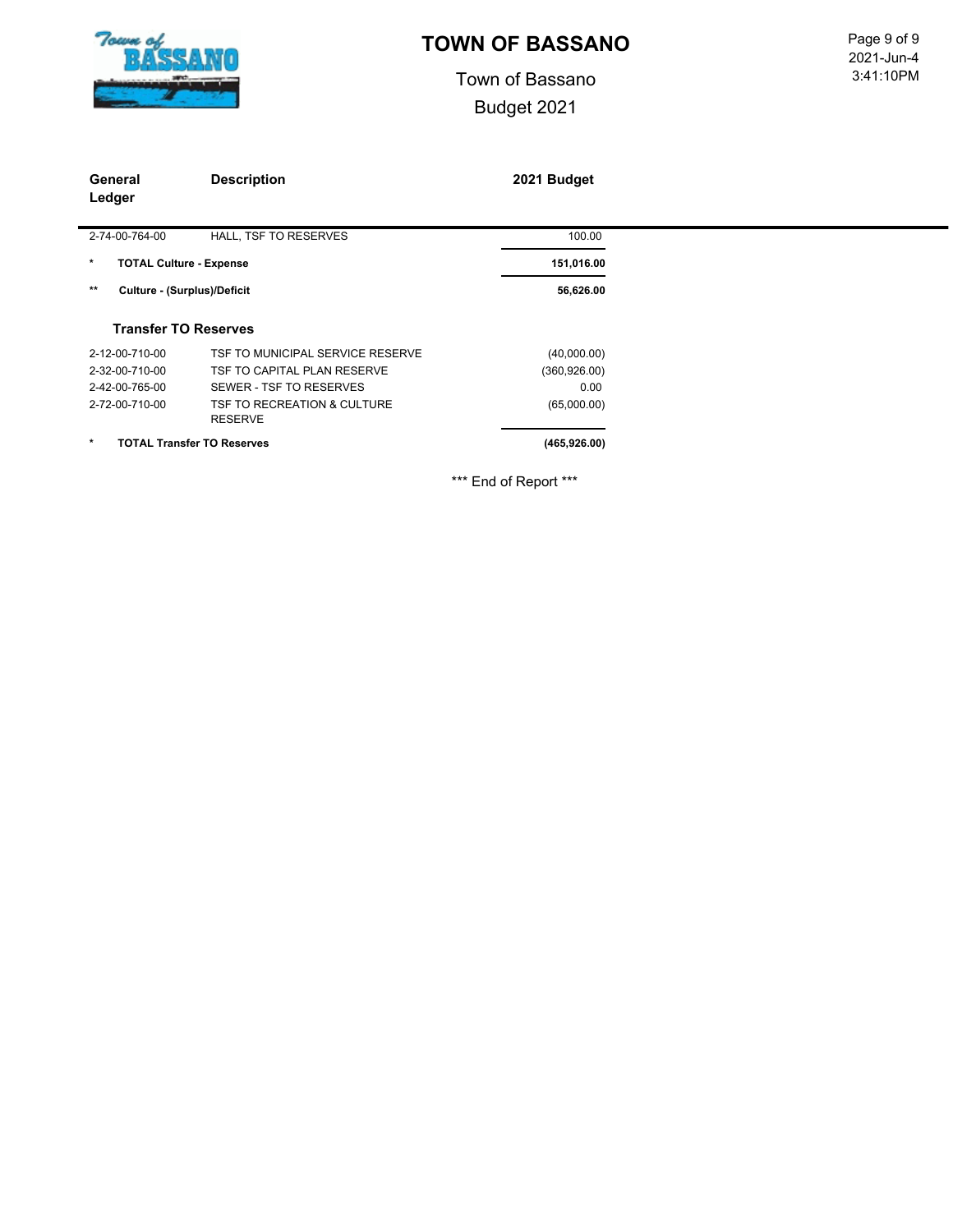# TOWN OF BASSANO

Town of Bassano

Budget 2021

| General Ledger | Description | 2021 Budget |
|---|---|---|
| 2-74-00-764-00 | HALL, TSF TO RESERVES | 100.00 |
| * | **TOTAL Culture - Expense** | **151,016.00** |
| ** | **Culture - (Surplus)/Deficit** | **56,626.00** |

### Transfer TO Reserves

| General Ledger | Description | 2021 Budget |
|---|---|---|
| 2-12-00-710-00 | TSF TO MUNICIPAL SERVICE RESERVE | (40,000.00) |
| 2-32-00-710-00 | TSF TO CAPITAL PLAN RESERVE | (360,926.00) |
| 2-42-00-765-00 | SEWER - TSF TO RESERVES | 0.00 |
| 2-72-00-710-00 | TSF TO RECREATION & CULTURE RESERVE | (65,000.00) |
| * | **TOTAL Transfer TO Reserves** | **(465,926.00)** |

*** End of Report ***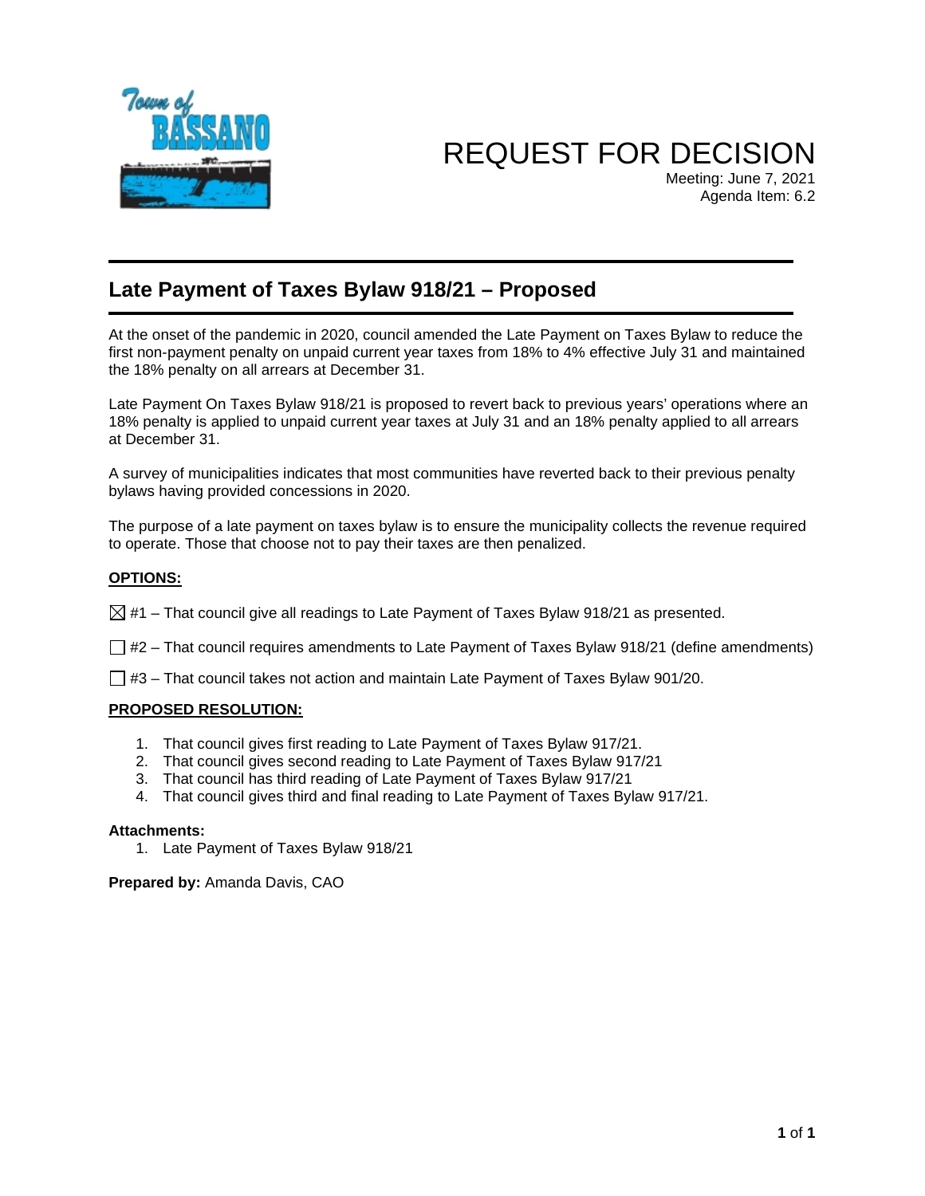Town of BASSANO

# REQUEST FOR DECISION

Meeting: June 7, 2021
Agenda Item: 6.2

## Late Payment of Taxes Bylaw 918/21 – Proposed

At the onset of the pandemic in 2020, council amended the Late Payment on Taxes Bylaw to reduce the first non-payment penalty on unpaid current year taxes from 18% to 4% effective July 31 and maintained the 18% penalty on all arrears at December 31.

Late Payment On Taxes Bylaw 918/21 is proposed to revert back to previous years' operations where an 18% penalty is applied to unpaid current year taxes at July 31 and an 18% penalty applied to all arrears at December 31.

A survey of municipalities indicates that most communities have reverted back to their previous penalty bylaws having provided concessions in 2020.

The purpose of a late payment on taxes bylaw is to ensure the municipality collects the revenue required to operate. Those that choose not to pay their taxes are then penalized.

**OPTIONS:**

☒ #1 – That council give all readings to Late Payment of Taxes Bylaw 918/21 as presented.

☐ #2 – That council requires amendments to Late Payment of Taxes Bylaw 918/21 (define amendments)

☐ #3 – That council takes not action and maintain Late Payment of Taxes Bylaw 901/20.

**PROPOSED RESOLUTION:**

1. That council gives first reading to Late Payment of Taxes Bylaw 917/21.
2. That council gives second reading to Late Payment of Taxes Bylaw 917/21
3. That council has third reading of Late Payment of Taxes Bylaw 917/21
4. That council gives third and final reading to Late Payment of Taxes Bylaw 917/21.

**Attachments:**

1. Late Payment of Taxes Bylaw 918/21

**Prepared by:** Amanda Davis, CAO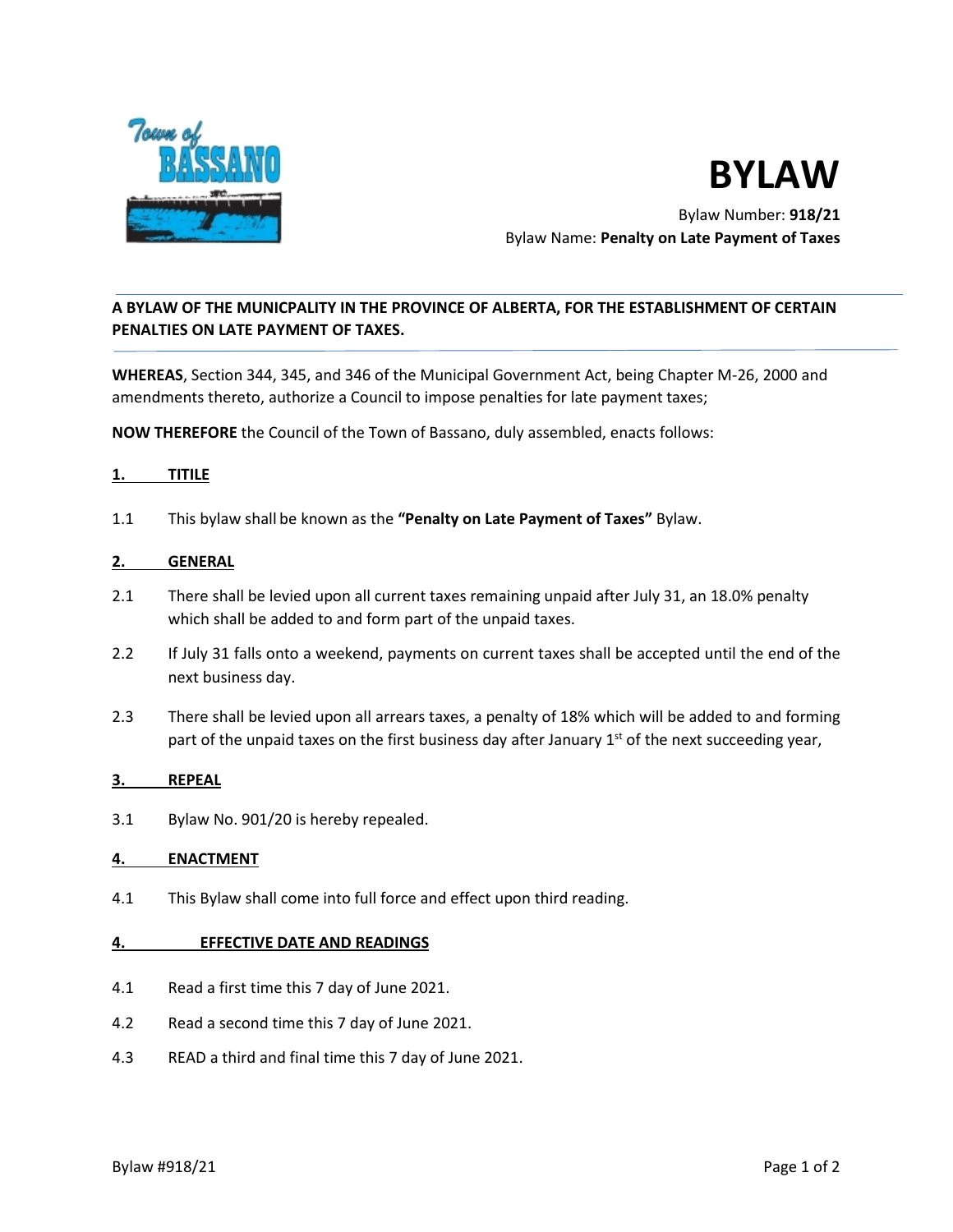# BYLAW

Bylaw Number: **918/21**

Bylaw Name: **Penalty on Late Payment of Taxes**

**A BYLAW OF THE MUNICPALITY IN THE PROVINCE OF ALBERTA, FOR THE ESTABLISHMENT OF CERTAIN PENALTIES ON LATE PAYMENT OF TAXES.**

**WHEREAS**, Section 344, 345, and 346 of the Municipal Government Act, being Chapter M-26, 2000 and amendments thereto, authorize a Council to impose penalties for late payment taxes;

**NOW THEREFORE** the Council of the Town of Bassano, duly assembled, enacts follows:

## 1. TITILE

1.1 This bylaw shall be known as the **"Penalty on Late Payment of Taxes"** Bylaw.

## 2. GENERAL

2.1 There shall be levied upon all current taxes remaining unpaid after July 31, an 18.0% penalty which shall be added to and form part of the unpaid taxes.

2.2 If July 31 falls onto a weekend, payments on current taxes shall be accepted until the end of the next business day.

2.3 There shall be levied upon all arrears taxes, a penalty of 18% which will be added to and forming part of the unpaid taxes on the first business day after January 1st of the next succeeding year,

## 3. REPEAL

3.1 Bylaw No. 901/20 is hereby repealed.

## 4. ENACTMENT

4.1 This Bylaw shall come into full force and effect upon third reading.

## 4. EFFECTIVE DATE AND READINGS

4.1 Read a first time this 7 day of June 2021.

4.2 Read a second time this 7 day of June 2021.

4.3 READ a third and final time this 7 day of June 2021.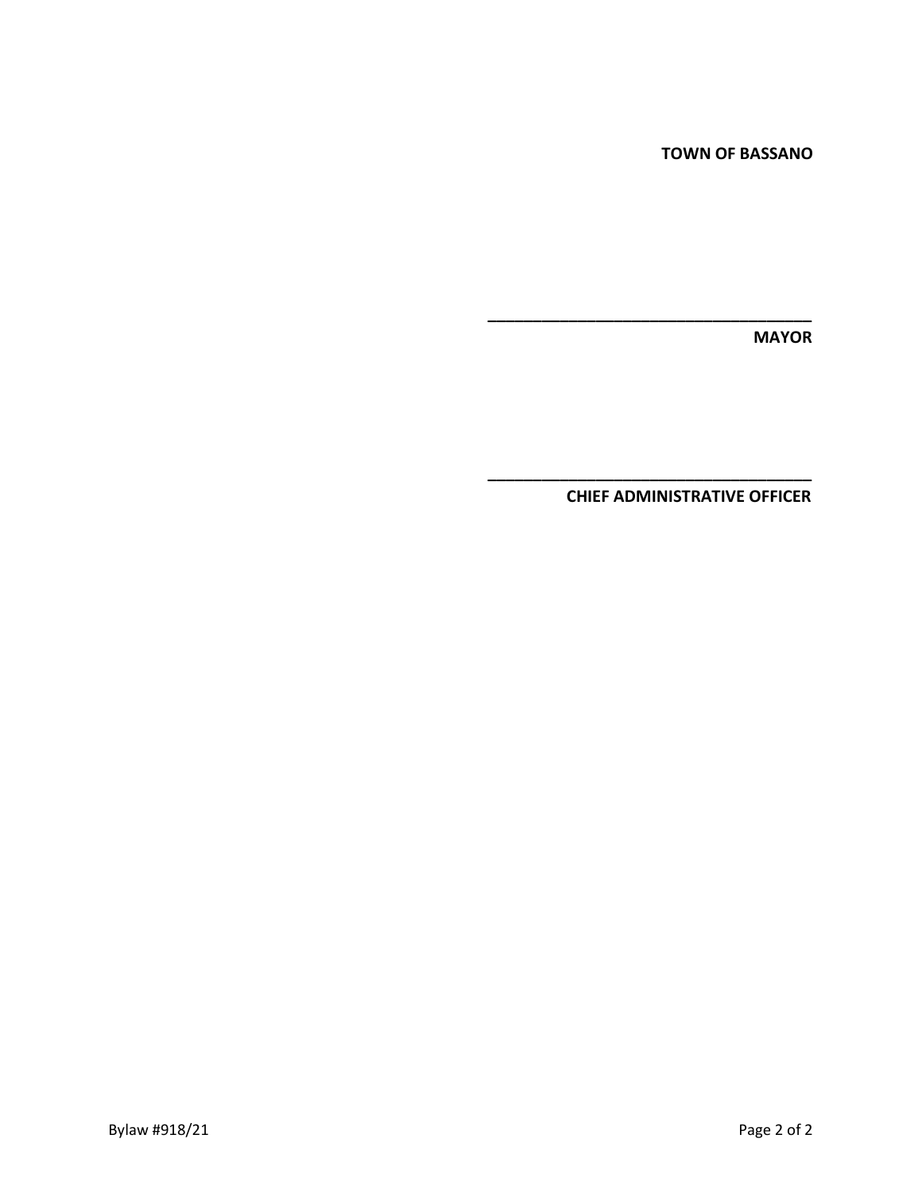**TOWN OF BASSANO**

\_\_\_\_\_\_\_\_\_\_\_\_\_\_\_\_\_\_\_\_\_\_\_\_\_\_\_\_\_\_\_\_\_\_\_\_\_\_

**MAYOR**

\_\_\_\_\_\_\_\_\_\_\_\_\_\_\_\_\_\_\_\_\_\_\_\_\_\_\_\_\_\_\_\_\_\_\_\_\_\_

**CHIEF ADMINISTRATIVE OFFICER**